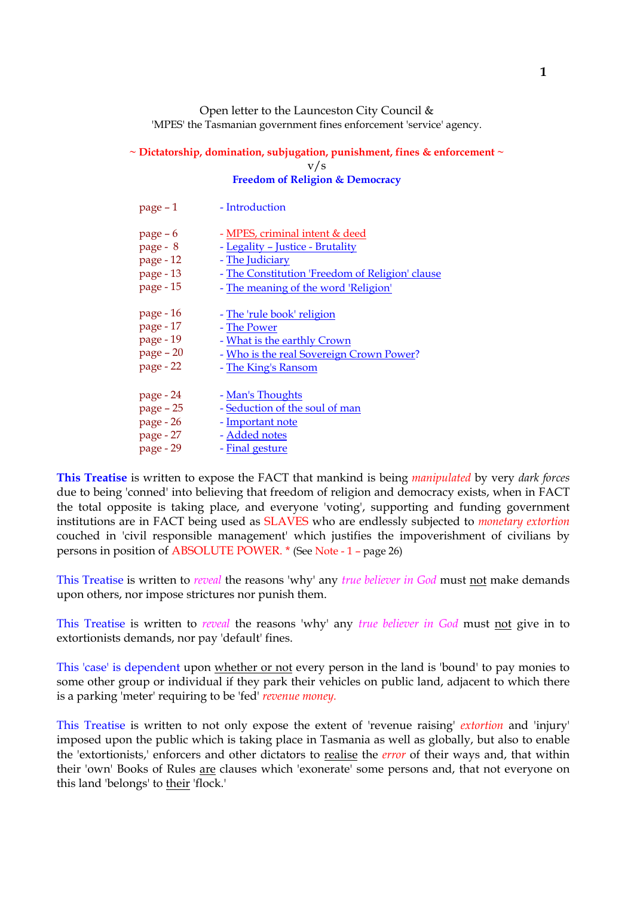Open letter to the Launceston City Council &
'MPES' the Tasmanian government fines enforcement 'service' agency.

**~ Dictatorship, domination, subjugation, punishment, fines & enforcement ~**

v/s

**Freedom of Religion & Democracy**

| | |
|---|---|
| page – 1 | - Introduction |
| page – 6 | - MPES, criminal intent & deed |
| page - 8 | - Legality – Justice - Brutality |
| page - 12 | - The Judiciary |
| page - 13 | - The Constitution 'Freedom of Religion' clause |
| page - 15 | - The meaning of the word 'Religion' |
| page - 16 | - The 'rule book' religion |
| page - 17 | - The Power |
| page - 19 | - What is the earthly Crown |
| page – 20 | - Who is the real Sovereign Crown Power? |
| page - 22 | - The King's Ransom |
| page - 24 | - Man's Thoughts |
| page – 25 | - Seduction of the soul of man |
| page - 26 | - Important note |
| page - 27 | - Added notes |
| page - 29 | - Final gesture |

**This Treatise** is written to expose the FACT that mankind is being *manipulated* by very *dark forces* due to being 'conned' into believing that freedom of religion and democracy exists, when in FACT the total opposite is taking place, and everyone 'voting', supporting and funding government institutions are in FACT being used as SLAVES who are endlessly subjected to *monetary extortion* couched in 'civil responsible management' which justifies the impoverishment of civilians by persons in position of ABSOLUTE POWER. * (See Note - 1 – page 26)

This Treatise is written to *reveal* the reasons 'why' any *true believer in God* must not make demands upon others, nor impose strictures nor punish them.

This Treatise is written to *reveal* the reasons 'why' any *true believer in God* must not give in to extortionists demands, nor pay 'default' fines.

This 'case' is dependent upon whether or not every person in the land is 'bound' to pay monies to some other group or individual if they park their vehicles on public land, adjacent to which there is a parking 'meter' requiring to be 'fed' *revenue money.*

This Treatise is written to not only expose the extent of 'revenue raising' *extortion* and 'injury' imposed upon the public which is taking place in Tasmania as well as globally, but also to enable the 'extortionists,' enforcers and other dictators to realise the *error* of their ways and, that within their 'own' Books of Rules are clauses which 'exonerate' some persons and, that not everyone on this land 'belongs' to their 'flock.'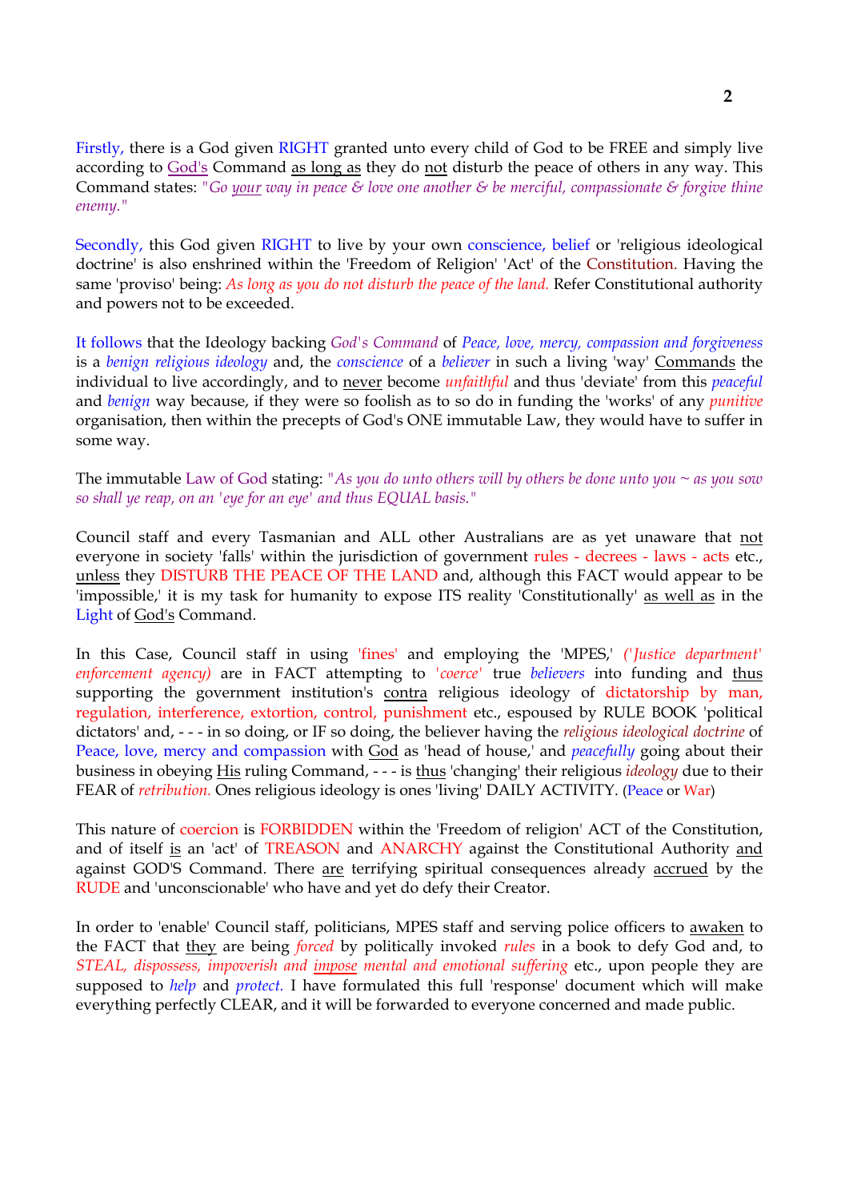Firstly, there is a God given RIGHT granted unto every child of God to be FREE and simply live according to God's Command as long as they do not disturb the peace of others in any way. This Command states: *"Go your way in peace & love one another & be merciful, compassionate & forgive thine enemy."*

Secondly, this God given RIGHT to live by your own conscience, belief or 'religious ideological doctrine' is also enshrined within the 'Freedom of Religion' 'Act' of the Constitution. Having the same 'proviso' being: *As long as you do not disturb the peace of the land.* Refer Constitutional authority and powers not to be exceeded.

It follows that the Ideology backing *God's Command* of *Peace, love, mercy, compassion and forgiveness* is a *benign religious ideology* and, the *conscience* of a *believer* in such a living 'way' Commands the individual to live accordingly, and to never become *unfaithful* and thus 'deviate' from this *peaceful* and *benign* way because, if they were so foolish as to so do in funding the 'works' of any *punitive* organisation, then within the precepts of God's ONE immutable Law, they would have to suffer in some way.

The immutable Law of God stating: *"As you do unto others will by others be done unto you ~ as you sow so shall ye reap, on an 'eye for an eye' and thus EQUAL basis."*

Council staff and every Tasmanian and ALL other Australians are as yet unaware that not everyone in society 'falls' within the jurisdiction of government rules - decrees - laws - acts etc., unless they DISTURB THE PEACE OF THE LAND and, although this FACT would appear to be 'impossible,' it is my task for humanity to expose ITS reality 'Constitutionally' as well as in the Light of God's Command.

In this Case, Council staff in using 'fines' and employing the 'MPES,' *('Justice department' enforcement agency)* are in FACT attempting to *'coerce'* true *believers* into funding and thus supporting the government institution's contra religious ideology of dictatorship by man, regulation, interference, extortion, control, punishment etc., espoused by RULE BOOK 'political dictators' and, - - - in so doing, or IF so doing, the believer having the *religious ideological doctrine* of Peace, love, mercy and compassion with God as 'head of house,' and *peacefully* going about their business in obeying His ruling Command, - - - is thus 'changing' their religious *ideology* due to their FEAR of *retribution.* Ones religious ideology is ones 'living' DAILY ACTIVITY. (Peace or War)

This nature of coercion is FORBIDDEN within the 'Freedom of religion' ACT of the Constitution, and of itself is an 'act' of TREASON and ANARCHY against the Constitutional Authority and against GOD'S Command. There are terrifying spiritual consequences already accrued by the RUDE and 'unconscionable' who have and yet do defy their Creator.

In order to 'enable' Council staff, politicians, MPES staff and serving police officers to awaken to the FACT that they are being *forced* by politically invoked *rules* in a book to defy God and, to *STEAL, dispossess, impoverish and impose mental and emotional suffering* etc., upon people they are supposed to *help* and *protect.* I have formulated this full 'response' document which will make everything perfectly CLEAR, and it will be forwarded to everyone concerned and made public.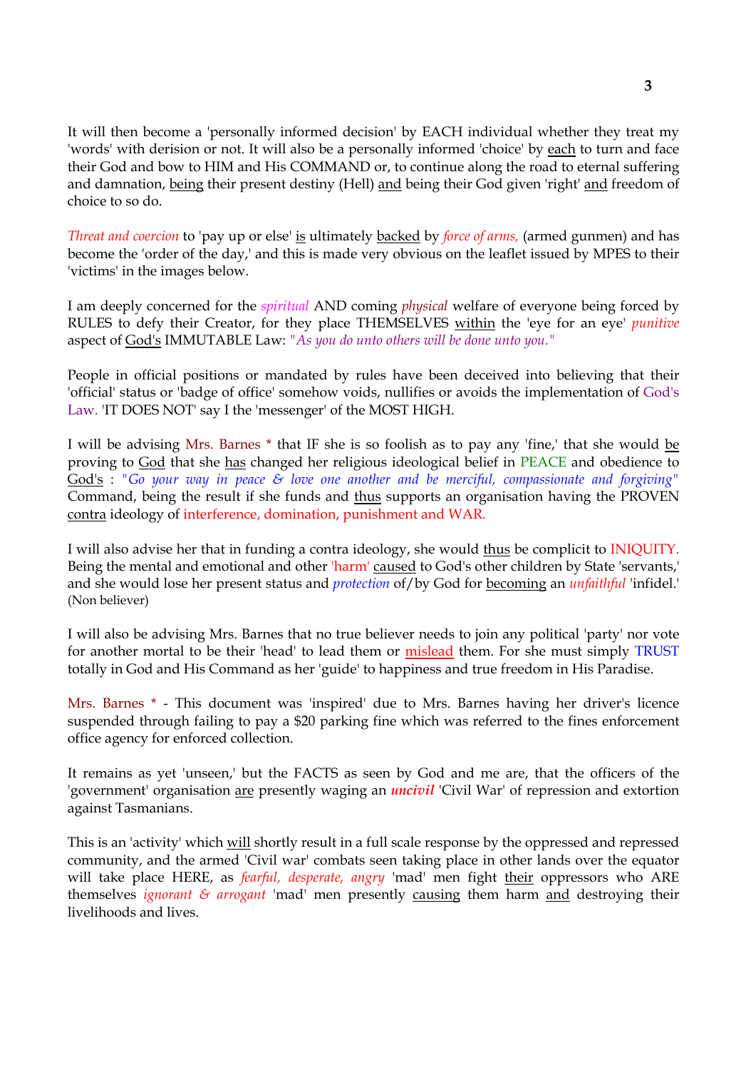It will then become a 'personally informed decision' by EACH individual whether they treat my 'words' with derision or not. It will also be a personally informed 'choice' by each to turn and face their God and bow to HIM and His COMMAND or, to continue along the road to eternal suffering and damnation, being their present destiny (Hell) and being their God given 'right' and freedom of choice to so do.

*Threat and coercion* to 'pay up or else' is ultimately backed by *force of arms,* (armed gunmen) and has become the 'order of the day,' and this is made very obvious on the leaflet issued by MPES to their 'victims' in the images below.

I am deeply concerned for the *spiritual* AND coming *physical* welfare of everyone being forced by RULES to defy their Creator, for they place THEMSELVES within the 'eye for an eye' *punitive* aspect of God's IMMUTABLE Law: *"As you do unto others will be done unto you."*

People in official positions or mandated by rules have been deceived into believing that their 'official' status or 'badge of office' somehow voids, nullifies or avoids the implementation of God's Law. 'IT DOES NOT' say I the 'messenger' of the MOST HIGH.

I will be advising Mrs. Barnes * that IF she is so foolish as to pay any 'fine,' that she would be proving to God that she has changed her religious ideological belief in PEACE and obedience to God's : *"Go your way in peace & love one another and be merciful, compassionate and forgiving"* Command, being the result if she funds and thus supports an organisation having the PROVEN contra ideology of interference, domination, punishment and WAR.

I will also advise her that in funding a contra ideology, she would thus be complicit to INIQUITY. Being the mental and emotional and other 'harm' caused to God's other children by State 'servants,' and she would lose her present status and *protection* of/by God for becoming an *unfaithful* 'infidel.' (Non believer)

I will also be advising Mrs. Barnes that no true believer needs to join any political 'party' nor vote for another mortal to be their 'head' to lead them or mislead them. For she must simply TRUST totally in God and His Command as her 'guide' to happiness and true freedom in His Paradise.

Mrs. Barnes * - This document was 'inspired' due to Mrs. Barnes having her driver's licence suspended through failing to pay a $20 parking fine which was referred to the fines enforcement office agency for enforced collection.

It remains as yet 'unseen,' but the FACTS as seen by God and me are, that the officers of the 'government' organisation are presently waging an ***uncivil*** 'Civil War' of repression and extortion against Tasmanians.

This is an 'activity' which will shortly result in a full scale response by the oppressed and repressed community, and the armed 'Civil war' combats seen taking place in other lands over the equator will take place HERE, as *fearful, desperate, angry* 'mad' men fight their oppressors who ARE themselves *ignorant & arrogant* 'mad' men presently causing them harm and destroying their livelihoods and lives.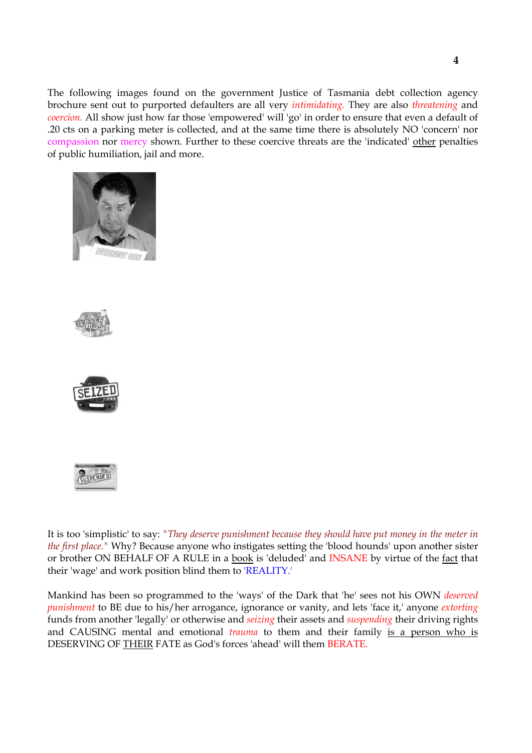The following images found on the government Justice of Tasmania debt collection agency brochure sent out to purported defaulters are all very *intimidating*. They are also *threatening* and *coercion.* All show just how far those 'empowered' will 'go' in order to ensure that even a default of .20 cts on a parking meter is collected, and at the same time there is absolutely NO 'concern' nor compassion nor mercy shown. Further to these coercive threats are the 'indicated' other penalties of public humiliation, jail and more.

It is too 'simplistic' to say: "*They deserve punishment because they should have put money in the meter in the first place.*" Why? Because anyone who instigates setting the 'blood hounds' upon another sister or brother ON BEHALF OF A RULE in a book is 'deluded' and INSANE by virtue of the fact that their 'wage' and work position blind them to 'REALITY.'

Mankind has been so programmed to the 'ways' of the Dark that 'he' sees not his OWN *deserved punishment* to BE due to his/her arrogance, ignorance or vanity, and lets 'face it,' anyone *extorting* funds from another 'legally' or otherwise and *seizing* their assets and *suspending* their driving rights and CAUSING mental and emotional *trauma* to them and their family is a person who is DESERVING OF THEIR FATE as God's forces 'ahead' will them BERATE.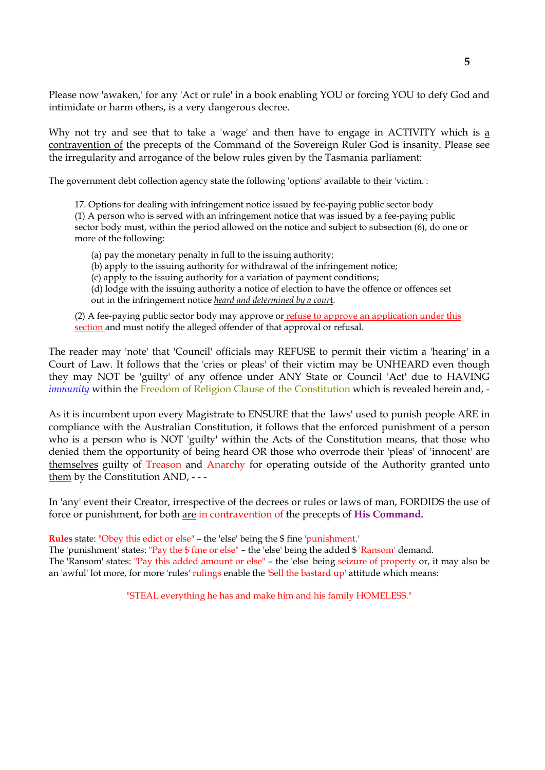Please now 'awaken,' for any 'Act or rule' in a book enabling YOU or forcing YOU to defy God and intimidate or harm others, is a very dangerous decree.

Why not try and see that to take a 'wage' and then have to engage in ACTIVITY which is a contravention of the precepts of the Command of the Sovereign Ruler God is insanity. Please see the irregularity and arrogance of the below rules given by the Tasmania parliament:

The government debt collection agency state the following 'options' available to their 'victim.':

> 17. Options for dealing with infringement notice issued by fee-paying public sector body
> (1) A person who is served with an infringement notice that was issued by a fee-paying public sector body must, within the period allowed on the notice and subject to subsection (6), do one or more of the following:
>
> (a) pay the monetary penalty in full to the issuing authority;
> (b) apply to the issuing authority for withdrawal of the infringement notice;
> (c) apply to the issuing authority for a variation of payment conditions;
> (d) lodge with the issuing authority a notice of election to have the offence or offences set out in the infringement notice *heard and determined by a court*.
>
> (2) A fee-paying public sector body may approve or refuse to approve an application under this section and must notify the alleged offender of that approval or refusal.

The reader may 'note' that 'Council' officials may REFUSE to permit their victim a 'hearing' in a Court of Law. It follows that the 'cries or pleas' of their victim may be UNHEARD even though they may NOT be 'guilty' of any offence under ANY State or Council 'Act' due to HAVING *immunity* within the Freedom of Religion Clause of the Constitution which is revealed herein and, -

As it is incumbent upon every Magistrate to ENSURE that the 'laws' used to punish people ARE in compliance with the Australian Constitution, it follows that the enforced punishment of a person who is a person who is NOT 'guilty' within the Acts of the Constitution means, that those who denied them the opportunity of being heard OR those who overrode their 'pleas' of 'innocent' are themselves guilty of Treason and Anarchy for operating outside of the Authority granted unto them by the Constitution AND, - - -

In 'any' event their Creator, irrespective of the decrees or rules or laws of man, FORDIDS the use of force or punishment, for both are in contravention of the precepts of **His Command.**

**Rules** state: "Obey this edict or else" – the 'else' being the $ fine 'punishment.'
The 'punishment' states: "Pay the $ fine or else" – the 'else' being the added $ 'Ransom' demand.
The 'Ransom' states: "Pay this added amount or else" – the 'else' being seizure of property or, it may also be an 'awful' lot more, for more 'rules' rulings enable the 'Sell the bastard up' attitude which means:

"STEAL everything he has and make him and his family HOMELESS."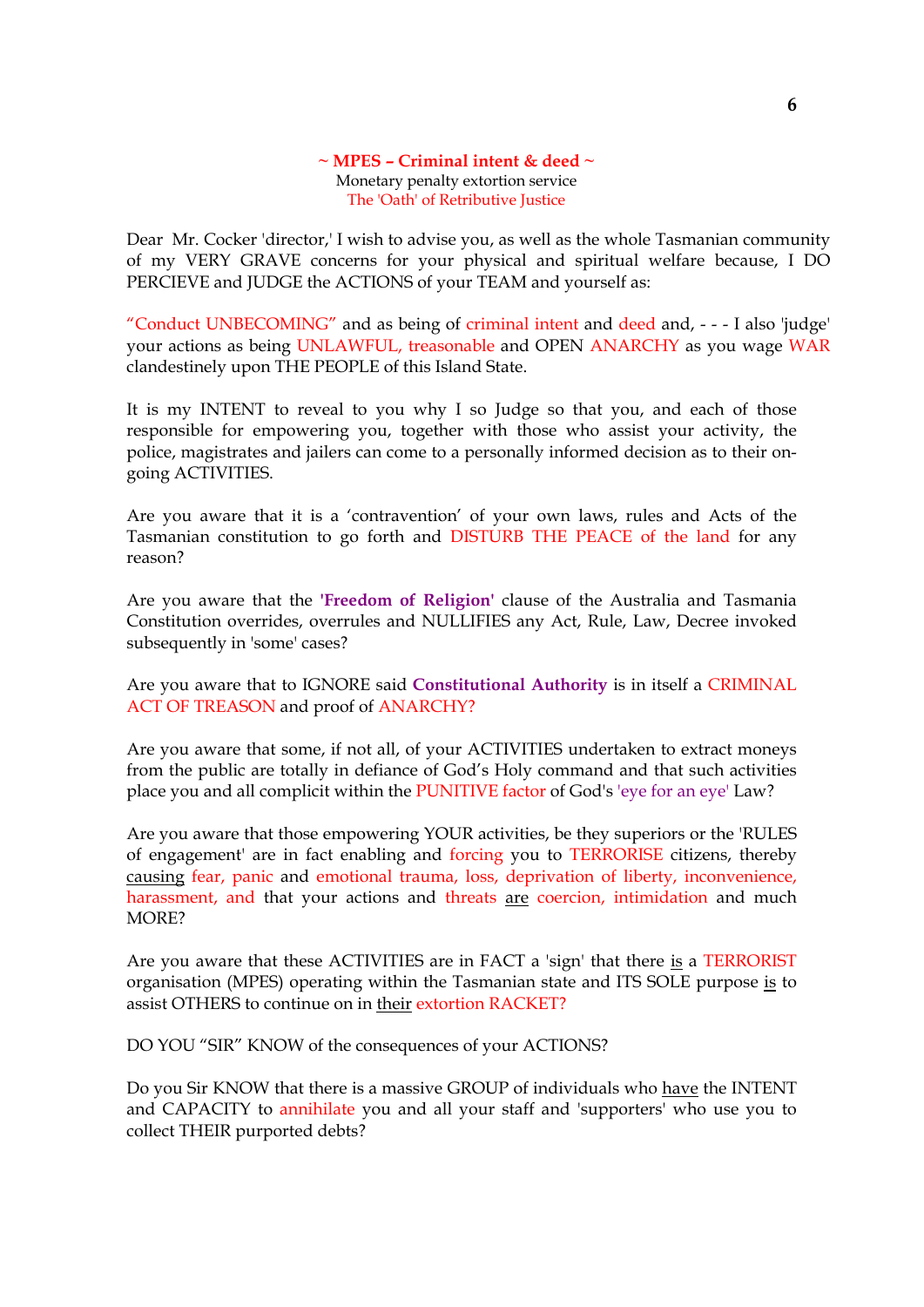**~ MPES – Criminal intent & deed ~**

Monetary penalty extortion service

The 'Oath' of Retributive Justice

Dear Mr. Cocker 'director,' I wish to advise you, as well as the whole Tasmanian community of my VERY GRAVE concerns for your physical and spiritual welfare because, I DO PERCIEVE and JUDGE the ACTIONS of your TEAM and yourself as:

"Conduct UNBECOMING" and as being of criminal intent and deed and, - - - I also 'judge' your actions as being UNLAWFUL, treasonable and OPEN ANARCHY as you wage WAR clandestinely upon THE PEOPLE of this Island State.

It is my INTENT to reveal to you why I so Judge so that you, and each of those responsible for empowering you, together with those who assist your activity, the police, magistrates and jailers can come to a personally informed decision as to their on-going ACTIVITIES.

Are you aware that it is a 'contravention' of your own laws, rules and Acts of the Tasmanian constitution to go forth and DISTURB THE PEACE of the land for any reason?

Are you aware that the **'Freedom of Religion'** clause of the Australia and Tasmania Constitution overrides, overrules and NULLIFIES any Act, Rule, Law, Decree invoked subsequently in 'some' cases?

Are you aware that to IGNORE said **Constitutional Authority** is in itself a CRIMINAL ACT OF TREASON and proof of ANARCHY?

Are you aware that some, if not all, of your ACTIVITIES undertaken to extract moneys from the public are totally in defiance of God's Holy command and that such activities place you and all complicit within the PUNITIVE factor of God's 'eye for an eye' Law?

Are you aware that those empowering YOUR activities, be they superiors or the 'RULES of engagement' are in fact enabling and forcing you to TERRORISE citizens, thereby <u>causing</u> fear, panic and emotional trauma, loss, deprivation of liberty, inconvenience, harassment, and that your actions and threats <u>are</u> coercion, intimidation and much MORE?

Are you aware that these ACTIVITIES are in FACT a 'sign' that there <u>is</u> a TERRORIST organisation (MPES) operating within the Tasmanian state and ITS SOLE purpose <u>is</u> to assist OTHERS to continue on in <u>their</u> extortion RACKET?

DO YOU "SIR" KNOW of the consequences of your ACTIONS?

Do you Sir KNOW that there is a massive GROUP of individuals who <u>have</u> the INTENT and CAPACITY to annihilate you and all your staff and 'supporters' who use you to collect THEIR purported debts?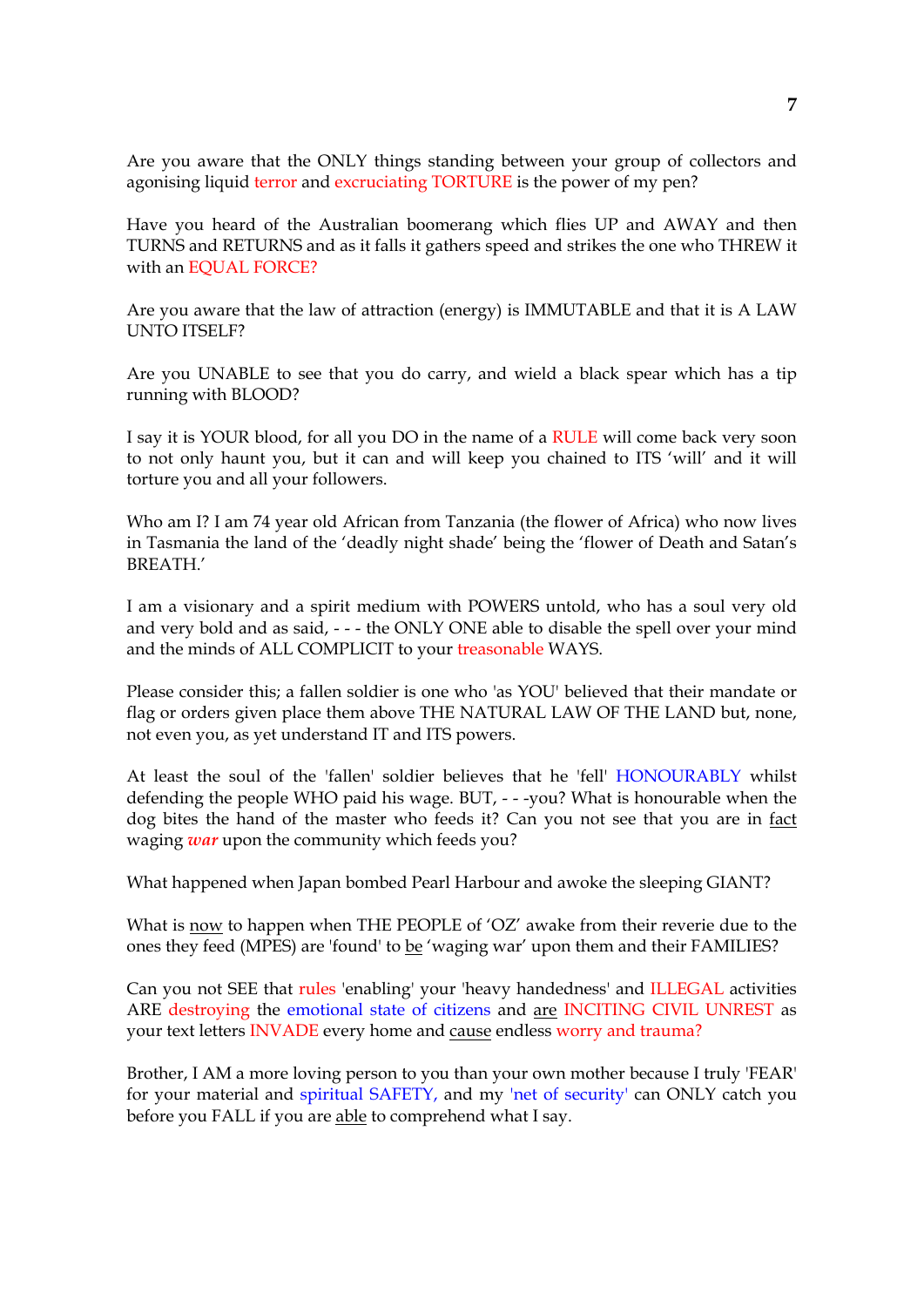Are you aware that the ONLY things standing between your group of collectors and agonising liquid terror and excruciating TORTURE is the power of my pen?

Have you heard of the Australian boomerang which flies UP and AWAY and then TURNS and RETURNS and as it falls it gathers speed and strikes the one who THREW it with an EQUAL FORCE?

Are you aware that the law of attraction (energy) is IMMUTABLE and that it is A LAW UNTO ITSELF?

Are you UNABLE to see that you do carry, and wield a black spear which has a tip running with BLOOD?

I say it is YOUR blood, for all you DO in the name of a RULE will come back very soon to not only haunt you, but it can and will keep you chained to ITS 'will' and it will torture you and all your followers.

Who am I? I am 74 year old African from Tanzania (the flower of Africa) who now lives in Tasmania the land of the 'deadly night shade' being the 'flower of Death and Satan's BREATH.'

I am a visionary and a spirit medium with POWERS untold, who has a soul very old and very bold and as said, - - - the ONLY ONE able to disable the spell over your mind and the minds of ALL COMPLICIT to your treasonable WAYS.

Please consider this; a fallen soldier is one who 'as YOU' believed that their mandate or flag or orders given place them above THE NATURAL LAW OF THE LAND but, none, not even you, as yet understand IT and ITS powers.

At least the soul of the 'fallen' soldier believes that he 'fell' HONOURABLY whilst defending the people WHO paid his wage. BUT, - - -you? What is honourable when the dog bites the hand of the master who feeds it? Can you not see that you are in <u>fact</u> waging ***war*** upon the community which feeds you?

What happened when Japan bombed Pearl Harbour and awoke the sleeping GIANT?

What is <u>now</u> to happen when THE PEOPLE of 'OZ' awake from their reverie due to the ones they feed (MPES) are 'found' to <u>be</u> 'waging war' upon them and their FAMILIES?

Can you not SEE that rules 'enabling' your 'heavy handedness' and ILLEGAL activities ARE destroying the emotional state of citizens and <u>are</u> INCITING CIVIL UNREST as your text letters INVADE every home and <u>cause</u> endless worry and trauma?

Brother, I AM a more loving person to you than your own mother because I truly 'FEAR' for your material and spiritual SAFETY, and my 'net of security' can ONLY catch you before you FALL if you are <u>able</u> to comprehend what I say.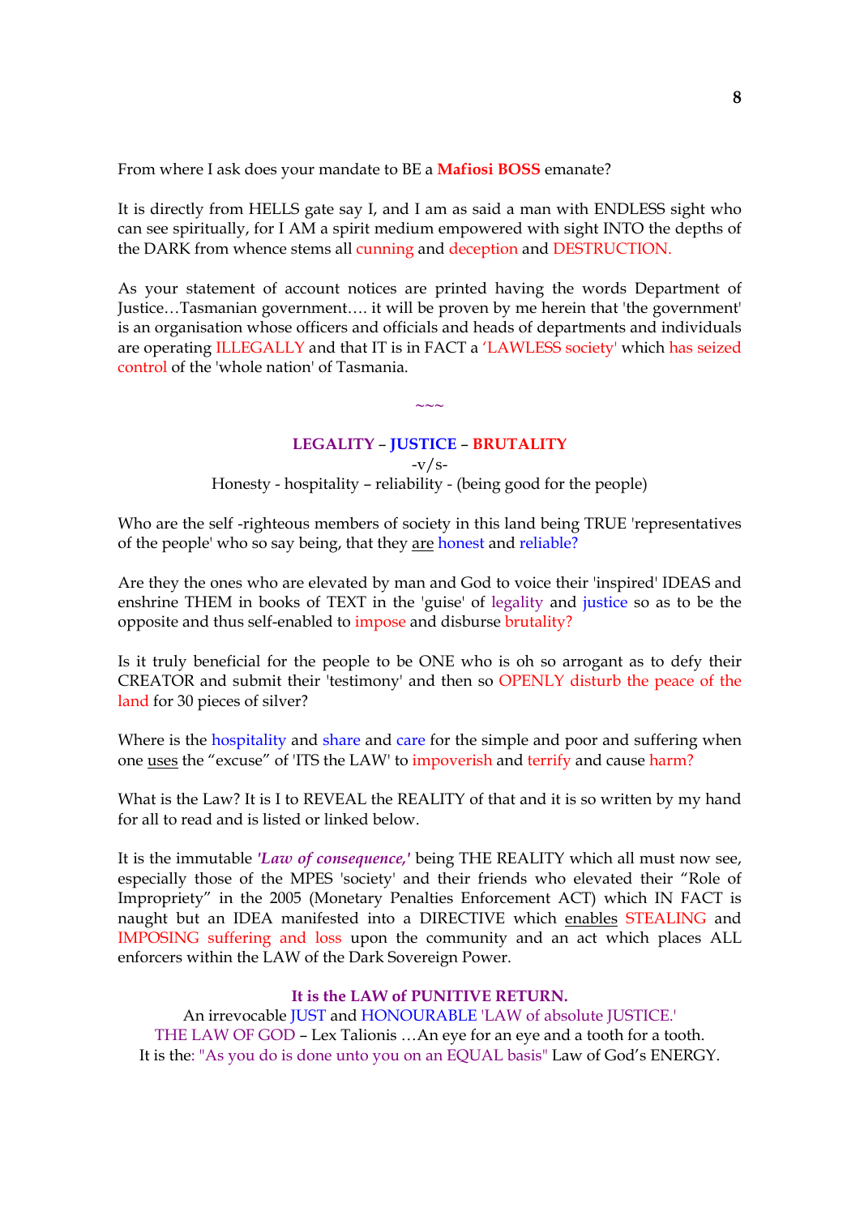From where I ask does your mandate to BE a **Mafiosi BOSS** emanate?

It is directly from HELLS gate say I, and I am as said a man with ENDLESS sight who can see spiritually, for I AM a spirit medium empowered with sight INTO the depths of the DARK from whence stems all cunning and deception and DESTRUCTION.

As your statement of account notices are printed having the words Department of Justice…Tasmanian government…. it will be proven by me herein that 'the government' is an organisation whose officers and officials and heads of departments and individuals are operating ILLEGALLY and that IT is in FACT a 'LAWLESS society' which has seized control of the 'whole nation' of Tasmania.

~~~

**LEGALITY – JUSTICE – BRUTALITY**

-v/s-

Honesty - hospitality – reliability - (being good for the people)

Who are the self -righteous members of society in this land being TRUE 'representatives of the people' who so say being, that they <u>are</u> honest and reliable?

Are they the ones who are elevated by man and God to voice their 'inspired' IDEAS and enshrine THEM in books of TEXT in the 'guise' of legality and justice so as to be the opposite and thus self-enabled to impose and disburse brutality?

Is it truly beneficial for the people to be ONE who is oh so arrogant as to defy their CREATOR and submit their 'testimony' and then so OPENLY disturb the peace of the land for 30 pieces of silver?

Where is the hospitality and share and care for the simple and poor and suffering when one <u>uses</u> the "excuse" of 'ITS the LAW' to impoverish and terrify and cause harm?

What is the Law? It is I to REVEAL the REALITY of that and it is so written by my hand for all to read and is listed or linked below.

It is the immutable ***'Law of consequence,'*** being THE REALITY which all must now see, especially those of the MPES 'society' and their friends who elevated their "Role of Impropriety" in the 2005 (Monetary Penalties Enforcement ACT) which IN FACT is naught but an IDEA manifested into a DIRECTIVE which <u>enables</u> STEALING and IMPOSING suffering and loss upon the community and an act which places ALL enforcers within the LAW of the Dark Sovereign Power.

**It is the LAW of PUNITIVE RETURN.**

An irrevocable JUST and HONOURABLE 'LAW of absolute JUSTICE.'

THE LAW OF GOD – Lex Talionis …An eye for an eye and a tooth for a tooth.

It is the: "As you do is done unto you on an EQUAL basis" Law of God's ENERGY.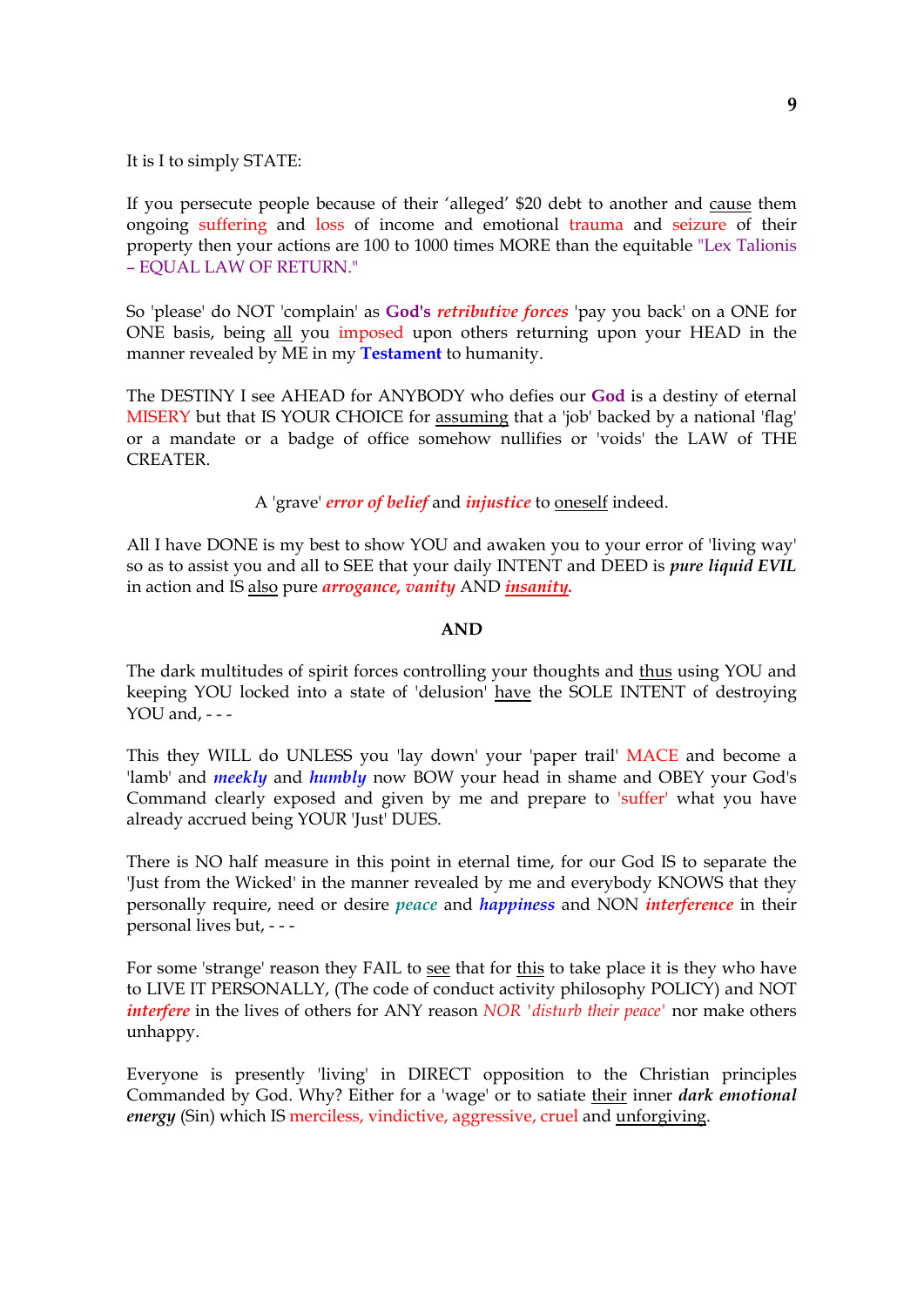It is I to simply STATE:

If you persecute people because of their 'alleged' $20 debt to another and cause them ongoing suffering and loss of income and emotional trauma and seizure of their property then your actions are 100 to 1000 times MORE than the equitable "Lex Talionis – EQUAL LAW OF RETURN."

So 'please' do NOT 'complain' as **God's *retributive forces*** 'pay you back' on a ONE for ONE basis, being all you imposed upon others returning upon your HEAD in the manner revealed by ME in my **Testament** to humanity.

The DESTINY I see AHEAD for ANYBODY who defies our **God** is a destiny of eternal MISERY but that IS YOUR CHOICE for assuming that a 'job' backed by a national 'flag' or a mandate or a badge of office somehow nullifies or 'voids' the LAW of THE CREATER.

A 'grave' ***error of belief*** and ***injustice*** to oneself indeed.

All I have DONE is my best to show YOU and awaken you to your error of 'living way' so as to assist you and all to SEE that your daily INTENT and DEED is ***pure liquid EVIL*** in action and IS also pure ***arrogance, vanity*** AND ***insanity.***

**AND**

The dark multitudes of spirit forces controlling your thoughts and thus using YOU and keeping YOU locked into a state of 'delusion' have the SOLE INTENT of destroying YOU and, - - -

This they WILL do UNLESS you 'lay down' your 'paper trail' MACE and become a 'lamb' and ***meekly*** and ***humbly*** now BOW your head in shame and OBEY your God's Command clearly exposed and given by me and prepare to 'suffer' what you have already accrued being YOUR 'Just' DUES.

There is NO half measure in this point in eternal time, for our God IS to separate the 'Just from the Wicked' in the manner revealed by me and everybody KNOWS that they personally require, need or desire ***peace*** and ***happiness*** and NON ***interference*** in their personal lives but, - - -

For some 'strange' reason they FAIL to see that for this to take place it is they who have to LIVE IT PERSONALLY, (The code of conduct activity philosophy POLICY) and NOT ***interfere*** in the lives of others for ANY reason *NOR 'disturb their peace'* nor make others unhappy.

Everyone is presently 'living' in DIRECT opposition to the Christian principles Commanded by God. Why? Either for a 'wage' or to satiate their inner ***dark emotional energy*** (Sin) which IS merciless, vindictive, aggressive, cruel and unforgiving.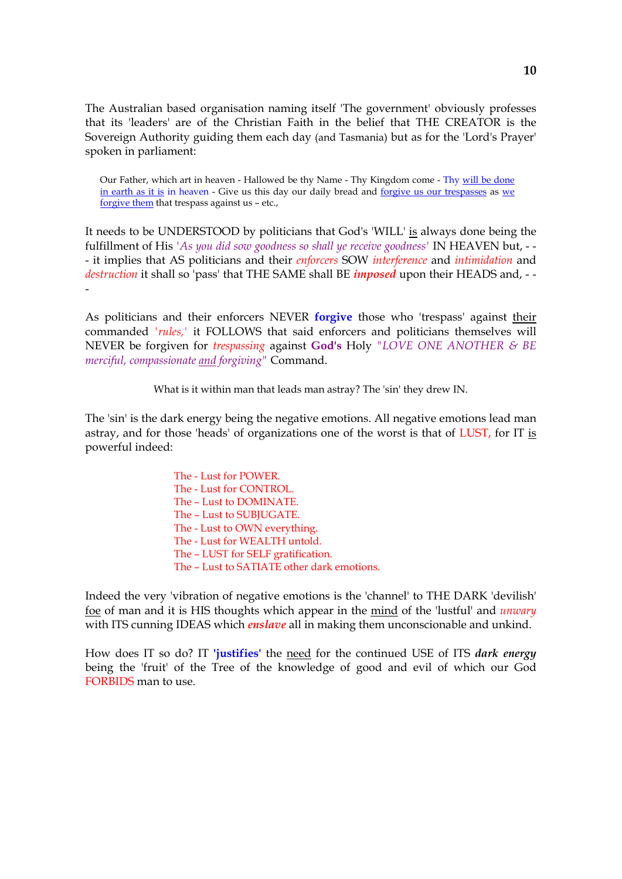The Australian based organisation naming itself 'The government' obviously professes that its 'leaders' are of the Christian Faith in the belief that THE CREATOR is the Sovereign Authority guiding them each day (and Tasmania) but as for the 'Lord's Prayer' spoken in parliament:

> Our Father, which art in heaven - Hallowed be thy Name - Thy Kingdom come - Thy will be done in earth as it is in heaven - Give us this day our daily bread and forgive us our trespasses as we forgive them that trespass against us – etc.,

It needs to be UNDERSTOOD by politicians that God's 'WILL' is always done being the fulfillment of His '*As you did sow goodness so shall ye receive goodness*' IN HEAVEN but, - - - it implies that AS politicians and their *enforcers* SOW *interference* and *intimidation* and *destruction* it shall so 'pass' that THE SAME shall BE ***imposed*** upon their HEADS and, - - -

As politicians and their enforcers NEVER **forgive** those who 'trespass' against their commanded '*rules,*' it FOLLOWS that said enforcers and politicians themselves will NEVER be forgiven for *trespassing* against **God's** Holy "*LOVE ONE ANOTHER & BE merciful, compassionate and forgiving*" Command.

What is it within man that leads man astray? The 'sin' they drew IN.

The 'sin' is the dark energy being the negative emotions. All negative emotions lead man astray, and for those 'heads' of organizations one of the worst is that of LUST, for IT is powerful indeed:

The - Lust for POWER.
The - Lust for CONTROL.
The – Lust to DOMINATE.
The – Lust to SUBJUGATE.
The - Lust to OWN everything.
The - Lust for WEALTH untold.
The – LUST for SELF gratification.
The – Lust to SATIATE other dark emotions.

Indeed the very 'vibration of negative emotions is the 'channel' to THE DARK 'devilish' foe of man and it is HIS thoughts which appear in the mind of the 'lustful' and *unwary* with ITS cunning IDEAS which ***enslave*** all in making them unconscionable and unkind.

How does IT so do? IT **'justifies'** the need for the continued USE of ITS ***dark energy*** being the 'fruit' of the Tree of the knowledge of good and evil of which our God FORBIDS man to use.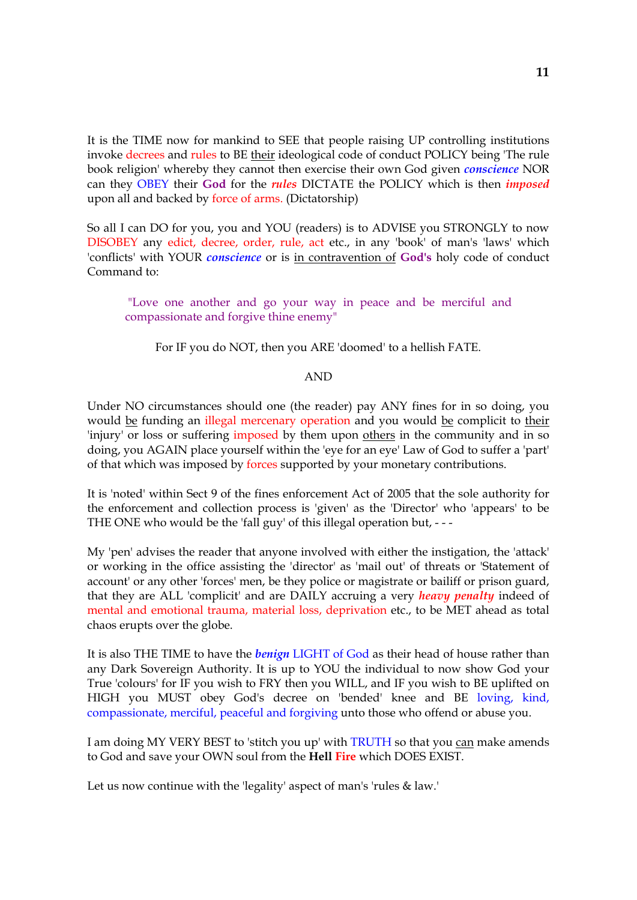It is the TIME now for mankind to SEE that people raising UP controlling institutions invoke decrees and rules to BE their ideological code of conduct POLICY being 'The rule book religion' whereby they cannot then exercise their own God given ***conscience*** NOR can they OBEY their **God** for the ***rules*** DICTATE the POLICY which is then ***imposed*** upon all and backed by force of arms. (Dictatorship)

So all I can DO for you, you and YOU (readers) is to ADVISE you STRONGLY to now DISOBEY any edict, decree, order, rule, act etc., in any 'book' of man's 'laws' which 'conflicts' with YOUR ***conscience*** or is in contravention of **God's** holy code of conduct Command to:

> "Love one another and go your way in peace and be merciful and compassionate and forgive thine enemy"

For IF you do NOT, then you ARE 'doomed' to a hellish FATE.

AND

Under NO circumstances should one (the reader) pay ANY fines for in so doing, you would be funding an illegal mercenary operation and you would be complicit to their 'injury' or loss or suffering imposed by them upon others in the community and in so doing, you AGAIN place yourself within the 'eye for an eye' Law of God to suffer a 'part' of that which was imposed by forces supported by your monetary contributions.

It is 'noted' within Sect 9 of the fines enforcement Act of 2005 that the sole authority for the enforcement and collection process is 'given' as the 'Director' who 'appears' to be THE ONE who would be the 'fall guy' of this illegal operation but, - - -

My 'pen' advises the reader that anyone involved with either the instigation, the 'attack' or working in the office assisting the 'director' as 'mail out' of threats or 'Statement of account' or any other 'forces' men, be they police or magistrate or bailiff or prison guard, that they are ALL 'complicit' and are DAILY accruing a very ***heavy penalty*** indeed of mental and emotional trauma, material loss, deprivation etc., to be MET ahead as total chaos erupts over the globe.

It is also THE TIME to have the ***benign*** LIGHT of God as their head of house rather than any Dark Sovereign Authority. It is up to YOU the individual to now show God your True 'colours' for IF you wish to FRY then you WILL, and IF you wish to BE uplifted on HIGH you MUST obey God's decree on 'bended' knee and BE loving, kind, compassionate, merciful, peaceful and forgiving unto those who offend or abuse you.

I am doing MY VERY BEST to 'stitch you up' with TRUTH so that you can make amends to God and save your OWN soul from the **Hell Fire** which DOES EXIST.

Let us now continue with the 'legality' aspect of man's 'rules & law.'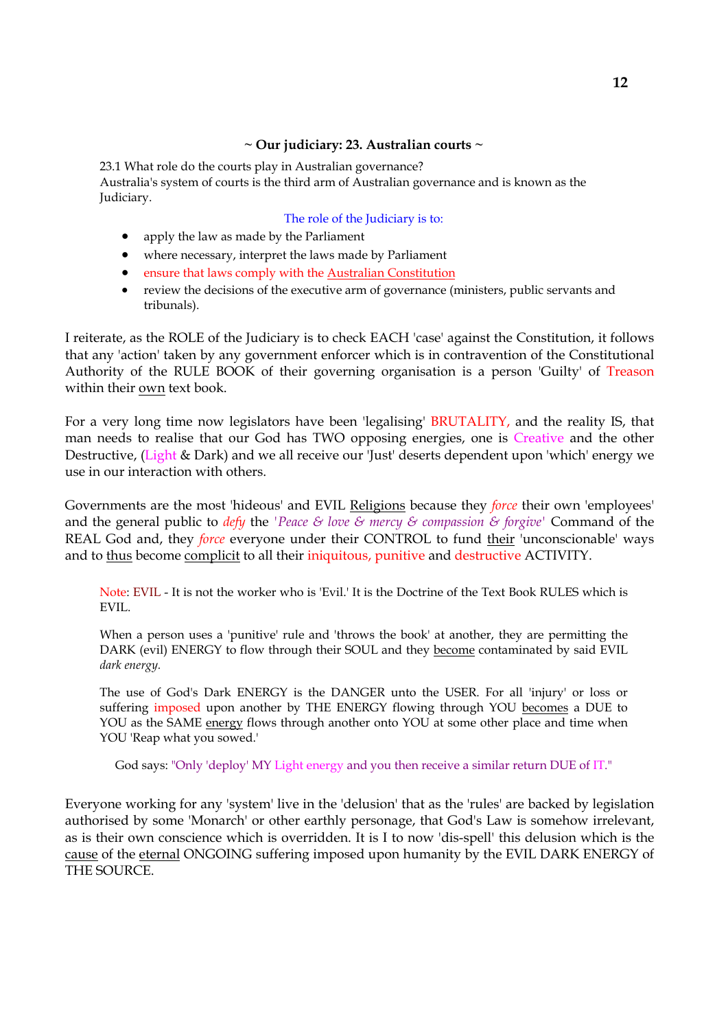### ~ Our judiciary: 23. Australian courts ~

23.1 What role do the courts play in Australian governance?
Australia's system of courts is the third arm of Australian governance and is known as the Judiciary.

The role of the Judiciary is to:

- apply the law as made by the Parliament
- where necessary, interpret the laws made by Parliament
- ensure that laws comply with the Australian Constitution
- review the decisions of the executive arm of governance (ministers, public servants and tribunals).

I reiterate, as the ROLE of the Judiciary is to check EACH 'case' against the Constitution, it follows that any 'action' taken by any government enforcer which is in contravention of the Constitutional Authority of the RULE BOOK of their governing organisation is a person 'Guilty' of Treason within their own text book.

For a very long time now legislators have been 'legalising' BRUTALITY, and the reality IS, that man needs to realise that our God has TWO opposing energies, one is Creative and the other Destructive, (Light & Dark) and we all receive our 'Just' deserts dependent upon 'which' energy we use in our interaction with others.

Governments are the most 'hideous' and EVIL Religions because they *force* their own 'employees' and the general public to *defy* the '*Peace & love & mercy & compassion & forgive*' Command of the REAL God and, they *force* everyone under their CONTROL to fund their 'unconscionable' ways and to thus become complicit to all their iniquitous, punitive and destructive ACTIVITY.

> Note: EVIL - It is not the worker who is 'Evil.' It is the Doctrine of the Text Book RULES which is EVIL.
>
> When a person uses a 'punitive' rule and 'throws the book' at another, they are permitting the DARK (evil) ENERGY to flow through their SOUL and they become contaminated by said EVIL *dark energy.*
>
> The use of God's Dark ENERGY is the DANGER unto the USER. For all 'injury' or loss or suffering imposed upon another by THE ENERGY flowing through YOU becomes a DUE to YOU as the SAME energy flows through another onto YOU at some other place and time when YOU 'Reap what you sowed.'
>
> God says: "Only 'deploy' MY Light energy and you then receive a similar return DUE of IT."

Everyone working for any 'system' live in the 'delusion' that as the 'rules' are backed by legislation authorised by some 'Monarch' or other earthly personage, that God's Law is somehow irrelevant, as is their own conscience which is overridden. It is I to now 'dis-spell' this delusion which is the cause of the eternal ONGOING suffering imposed upon humanity by the EVIL DARK ENERGY of THE SOURCE.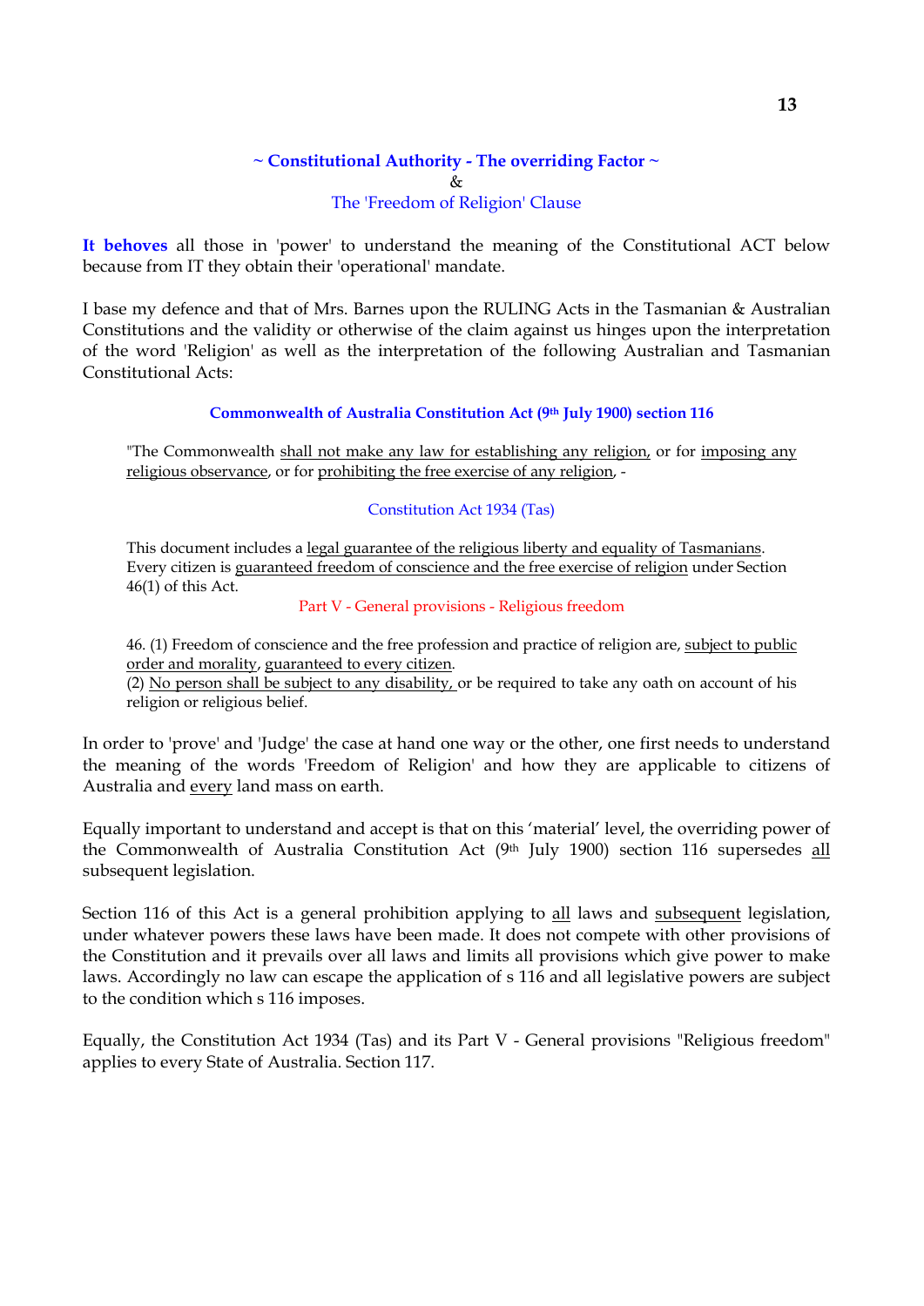## ~ Constitutional Authority - The overriding Factor ~

&

The 'Freedom of Religion' Clause

**It behoves** all those in 'power' to understand the meaning of the Constitutional ACT below because from IT they obtain their 'operational' mandate.

I base my defence and that of Mrs. Barnes upon the RULING Acts in the Tasmanian & Australian Constitutions and the validity or otherwise of the claim against us hinges upon the interpretation of the word 'Religion' as well as the interpretation of the following Australian and Tasmanian Constitutional Acts:

**Commonwealth of Australia Constitution Act (9th July 1900) section 116**

> "The Commonwealth shall not make any law for establishing any religion, or for imposing any religious observance, or for prohibiting the free exercise of any religion, -

Constitution Act 1934 (Tas)

> This document includes a legal guarantee of the religious liberty and equality of Tasmanians.
> Every citizen is guaranteed freedom of conscience and the free exercise of religion under Section 46(1) of this Act.
>
> Part V - General provisions - Religious freedom
>
> 46. (1) Freedom of conscience and the free profession and practice of religion are, subject to public order and morality, guaranteed to every citizen.
> (2) No person shall be subject to any disability, or be required to take any oath on account of his religion or religious belief.

In order to 'prove' and 'Judge' the case at hand one way or the other, one first needs to understand the meaning of the words 'Freedom of Religion' and how they are applicable to citizens of Australia and every land mass on earth.

Equally important to understand and accept is that on this 'material' level, the overriding power of the Commonwealth of Australia Constitution Act (9th July 1900) section 116 supersedes all subsequent legislation.

Section 116 of this Act is a general prohibition applying to all laws and subsequent legislation, under whatever powers these laws have been made. It does not compete with other provisions of the Constitution and it prevails over all laws and limits all provisions which give power to make laws. Accordingly no law can escape the application of s 116 and all legislative powers are subject to the condition which s 116 imposes.

Equally, the Constitution Act 1934 (Tas) and its Part V - General provisions "Religious freedom" applies to every State of Australia. Section 117.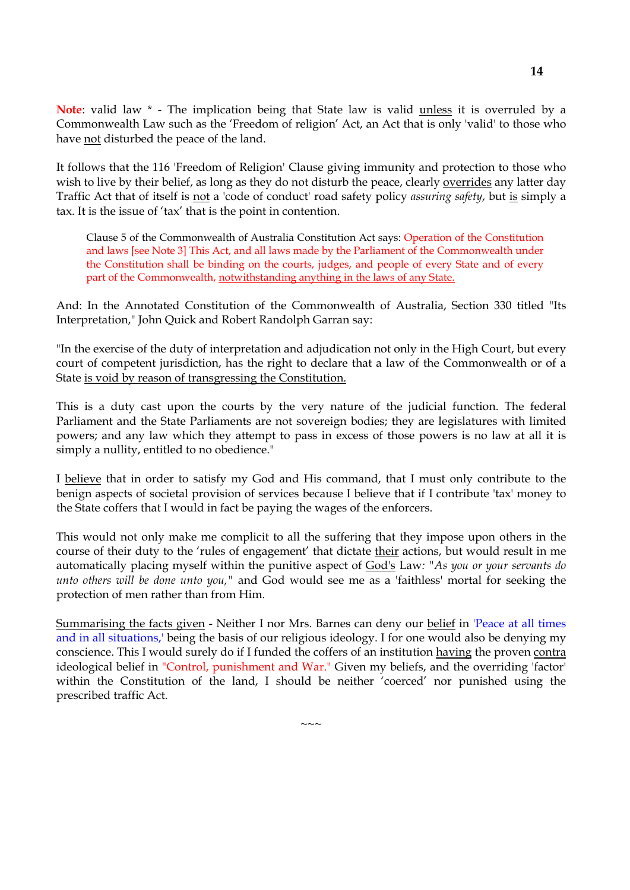**Note**: valid law * - The implication being that State law is valid unless it is overruled by a Commonwealth Law such as the 'Freedom of religion' Act, an Act that is only 'valid' to those who have not disturbed the peace of the land.

It follows that the 116 'Freedom of Religion' Clause giving immunity and protection to those who wish to live by their belief, as long as they do not disturb the peace, clearly overrides any latter day Traffic Act that of itself is not a 'code of conduct' road safety policy *assuring safety*, but is simply a tax. It is the issue of 'tax' that is the point in contention.

> Clause 5 of the Commonwealth of Australia Constitution Act says: Operation of the Constitution and laws [see Note 3] This Act, and all laws made by the Parliament of the Commonwealth under the Constitution shall be binding on the courts, judges, and people of every State and of every part of the Commonwealth, notwithstanding anything in the laws of any State.

And: In the Annotated Constitution of the Commonwealth of Australia, Section 330 titled "Its Interpretation," John Quick and Robert Randolph Garran say:

"In the exercise of the duty of interpretation and adjudication not only in the High Court, but every court of competent jurisdiction, has the right to declare that a law of the Commonwealth or of a State is void by reason of transgressing the Constitution.

This is a duty cast upon the courts by the very nature of the judicial function. The federal Parliament and the State Parliaments are not sovereign bodies; they are legislatures with limited powers; and any law which they attempt to pass in excess of those powers is no law at all it is simply a nullity, entitled to no obedience."

I believe that in order to satisfy my God and His command, that I must only contribute to the benign aspects of societal provision of services because I believe that if I contribute 'tax' money to the State coffers that I would in fact be paying the wages of the enforcers.

This would not only make me complicit to all the suffering that they impose upon others in the course of their duty to the 'rules of engagement' that dictate their actions, but would result in me automatically placing myself within the punitive aspect of God's Law: *"As you or your servants do unto others will be done unto you,"* and God would see me as a 'faithless' mortal for seeking the protection of men rather than from Him.

Summarising the facts given - Neither I nor Mrs. Barnes can deny our belief in 'Peace at all times and in all situations,' being the basis of our religious ideology. I for one would also be denying my conscience. This I would surely do if I funded the coffers of an institution having the proven contra ideological belief in "Control, punishment and War." Given my beliefs, and the overriding 'factor' within the Constitution of the land, I should be neither 'coerced' nor punished using the prescribed traffic Act.

~~~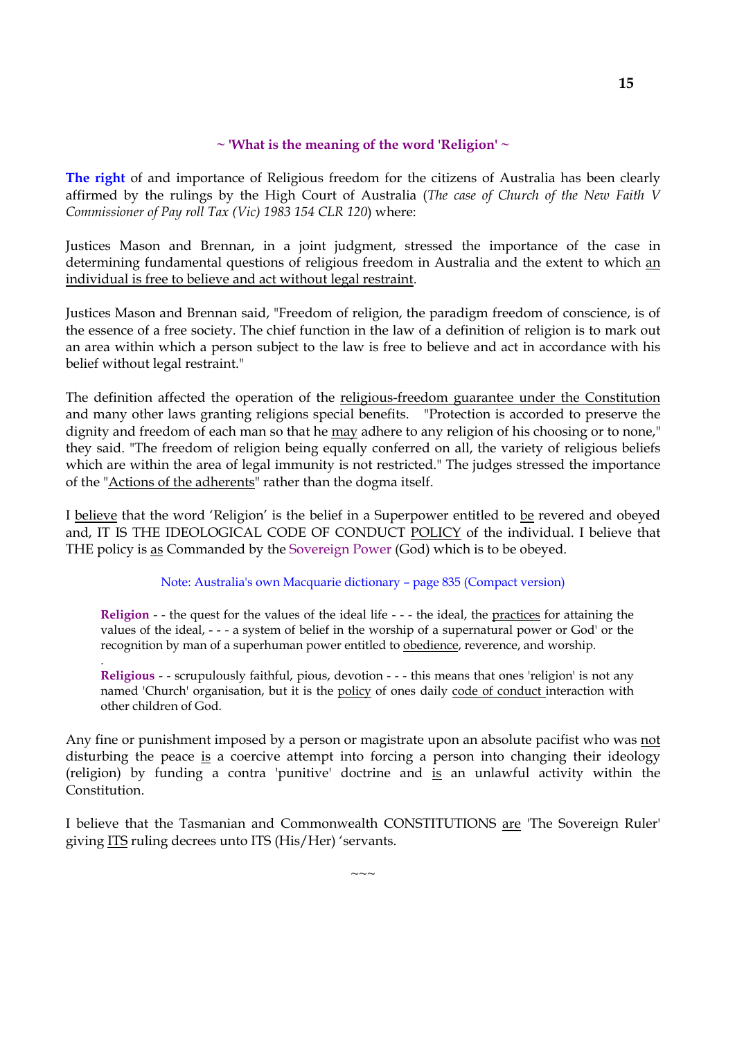## ~ 'What is the meaning of the word 'Religion' ~

**The right** of and importance of Religious freedom for the citizens of Australia has been clearly affirmed by the rulings by the High Court of Australia (*The case of Church of the New Faith V Commissioner of Pay roll Tax (Vic) 1983 154 CLR 120*) where:

Justices Mason and Brennan, in a joint judgment, stressed the importance of the case in determining fundamental questions of religious freedom in Australia and the extent to which an individual is free to believe and act without legal restraint.

Justices Mason and Brennan said, "Freedom of religion, the paradigm freedom of conscience, is of the essence of a free society. The chief function in the law of a definition of religion is to mark out an area within which a person subject to the law is free to believe and act in accordance with his belief without legal restraint."

The definition affected the operation of the religious-freedom guarantee under the Constitution and many other laws granting religions special benefits. "Protection is accorded to preserve the dignity and freedom of each man so that he may adhere to any religion of his choosing or to none," they said. "The freedom of religion being equally conferred on all, the variety of religious beliefs which are within the area of legal immunity is not restricted." The judges stressed the importance of the "Actions of the adherents" rather than the dogma itself.

I believe that the word 'Religion' is the belief in a Superpower entitled to be revered and obeyed and, IT IS THE IDEOLOGICAL CODE OF CONDUCT POLICY of the individual. I believe that THE policy is as Commanded by the Sovereign Power (God) which is to be obeyed.

Note: Australia's own Macquarie dictionary – page 835 (Compact version)

> **Religion** - - the quest for the values of the ideal life - - - the ideal, the practices for attaining the values of the ideal, - - - a system of belief in the worship of a supernatural power or God' or the recognition by man of a superhuman power entitled to obedience, reverence, and worship.
>
> **Religious** - - scrupulously faithful, pious, devotion - - - this means that ones 'religion' is not any named 'Church' organisation, but it is the policy of ones daily code of conduct interaction with other children of God.

Any fine or punishment imposed by a person or magistrate upon an absolute pacifist who was not disturbing the peace is a coercive attempt into forcing a person into changing their ideology (religion) by funding a contra 'punitive' doctrine and is an unlawful activity within the Constitution.

I believe that the Tasmanian and Commonwealth CONSTITUTIONS are 'The Sovereign Ruler' giving ITS ruling decrees unto ITS (His/Her) 'servants.

~~~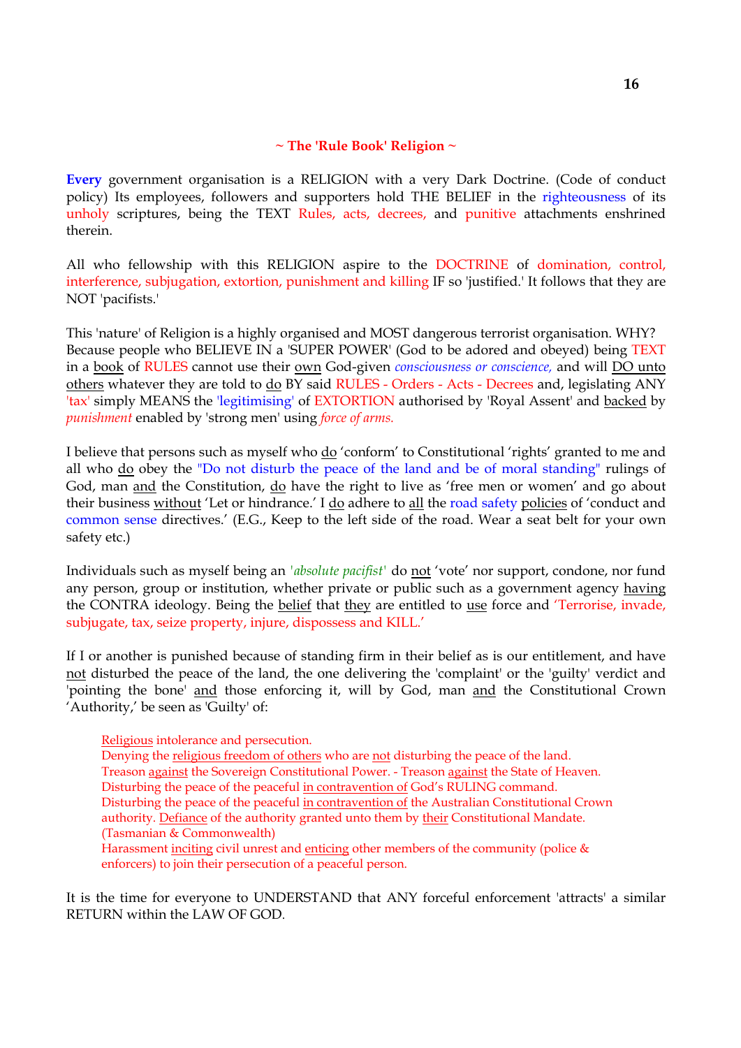## ~ The 'Rule Book' Religion ~

**Every** government organisation is a RELIGION with a very Dark Doctrine. (Code of conduct policy) Its employees, followers and supporters hold THE BELIEF in the righteousness of its unholy scriptures, being the TEXT Rules, acts, decrees, and punitive attachments enshrined therein.

All who fellowship with this RELIGION aspire to the DOCTRINE of domination, control, interference, subjugation, extortion, punishment and killing IF so 'justified.' It follows that they are NOT 'pacifists.'

This 'nature' of Religion is a highly organised and MOST dangerous terrorist organisation. WHY? Because people who BELIEVE IN a 'SUPER POWER' (God to be adored and obeyed) being TEXT in a book of RULES cannot use their own God-given *consciousness or conscience,* and will DO unto others whatever they are told to do BY said RULES - Orders - Acts - Decrees and, legislating ANY 'tax' simply MEANS the 'legitimising' of EXTORTION authorised by 'Royal Assent' and backed by *punishment* enabled by 'strong men' using *force of arms.*

I believe that persons such as myself who do 'conform' to Constitutional 'rights' granted to me and all who do obey the "Do not disturb the peace of the land and be of moral standing" rulings of God, man and the Constitution, do have the right to live as 'free men or women' and go about their business without 'Let or hindrance.' I do adhere to all the road safety policies of 'conduct and common sense directives.' (E.G., Keep to the left side of the road. Wear a seat belt for your own safety etc.)

Individuals such as myself being an '*absolute pacifist*' do not 'vote' nor support, condone, nor fund any person, group or institution, whether private or public such as a government agency having the CONTRA ideology. Being the belief that they are entitled to use force and 'Terrorise, invade, subjugate, tax, seize property, injure, dispossess and KILL.'

If I or another is punished because of standing firm in their belief as is our entitlement, and have not disturbed the peace of the land, the one delivering the 'complaint' or the 'guilty' verdict and 'pointing the bone' and those enforcing it, will by God, man and the Constitutional Crown 'Authority,' be seen as 'Guilty' of:

> Religious intolerance and persecution.
> Denying the religious freedom of others who are not disturbing the peace of the land.
> Treason against the Sovereign Constitutional Power. - Treason against the State of Heaven.
> Disturbing the peace of the peaceful in contravention of God's RULING command.
> Disturbing the peace of the peaceful in contravention of the Australian Constitutional Crown authority. Defiance of the authority granted unto them by their Constitutional Mandate. (Tasmanian & Commonwealth)
> Harassment inciting civil unrest and enticing other members of the community (police & enforcers) to join their persecution of a peaceful person.

It is the time for everyone to UNDERSTAND that ANY forceful enforcement 'attracts' a similar RETURN within the LAW OF GOD.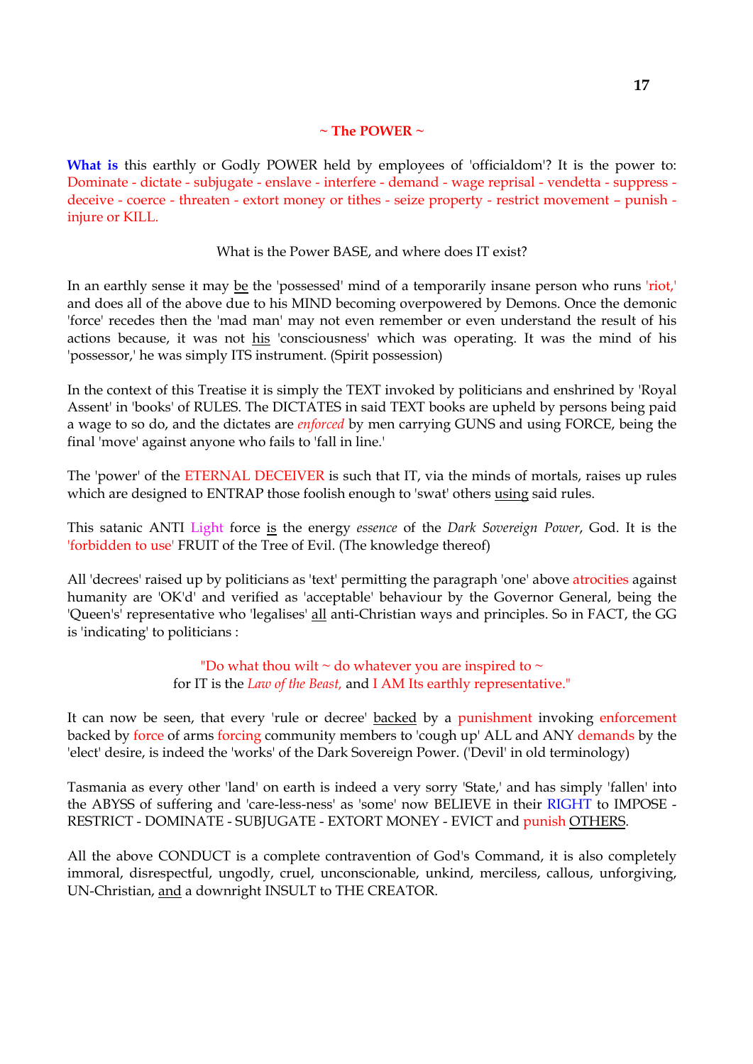## ~ The POWER ~

**What is** this earthly or Godly POWER held by employees of 'officialdom'? It is the power to: Dominate - dictate - subjugate - enslave - interfere - demand - wage reprisal - vendetta - suppress - deceive - coerce - threaten - extort money or tithes - seize property - restrict movement – punish - injure or KILL.

What is the Power BASE, and where does IT exist?

In an earthly sense it may be the 'possessed' mind of a temporarily insane person who runs 'riot,' and does all of the above due to his MIND becoming overpowered by Demons. Once the demonic 'force' recedes then the 'mad man' may not even remember or even understand the result of his actions because, it was not his 'consciousness' which was operating. It was the mind of his 'possessor,' he was simply ITS instrument. (Spirit possession)

In the context of this Treatise it is simply the TEXT invoked by politicians and enshrined by 'Royal Assent' in 'books' of RULES. The DICTATES in said TEXT books are upheld by persons being paid a wage to so do, and the dictates are *enforced* by men carrying GUNS and using FORCE, being the final 'move' against anyone who fails to 'fall in line.'

The 'power' of the ETERNAL DECEIVER is such that IT, via the minds of mortals, raises up rules which are designed to ENTRAP those foolish enough to 'swat' others using said rules.

This satanic ANTI Light force is the energy *essence* of the *Dark Sovereign Power*, God. It is the 'forbidden to use' FRUIT of the Tree of Evil. (The knowledge thereof)

All 'decrees' raised up by politicians as 'text' permitting the paragraph 'one' above atrocities against humanity are 'OK'd' and verified as 'acceptable' behaviour by the Governor General, being the 'Queen's' representative who 'legalises' all anti-Christian ways and principles. So in FACT, the GG is 'indicating' to politicians :

"Do what thou wilt ~ do whatever you are inspired to ~
for IT is the *Law of the Beast,* and I AM Its earthly representative."

It can now be seen, that every 'rule or decree' backed by a punishment invoking enforcement backed by force of arms forcing community members to 'cough up' ALL and ANY demands by the 'elect' desire, is indeed the 'works' of the Dark Sovereign Power. ('Devil' in old terminology)

Tasmania as every other 'land' on earth is indeed a very sorry 'State,' and has simply 'fallen' into the ABYSS of suffering and 'care-less-ness' as 'some' now BELIEVE in their RIGHT to IMPOSE - RESTRICT - DOMINATE - SUBJUGATE - EXTORT MONEY - EVICT and punish OTHERS.

All the above CONDUCT is a complete contravention of God's Command, it is also completely immoral, disrespectful, ungodly, cruel, unconscionable, unkind, merciless, callous, unforgiving, UN-Christian, and a downright INSULT to THE CREATOR.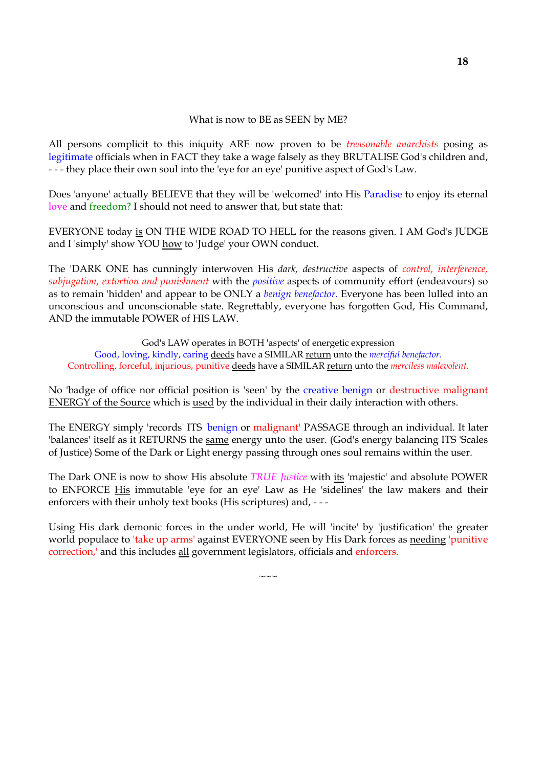What is now to BE as SEEN by ME?

All persons complicit to this iniquity ARE now proven to be *treasonable anarchists* posing as legitimate officials when in FACT they take a wage falsely as they BRUTALISE God's children and, - - - they place their own soul into the 'eye for an eye' punitive aspect of God's Law.

Does 'anyone' actually BELIEVE that they will be 'welcomed' into His Paradise to enjoy its eternal love and freedom? I should not need to answer that, but state that:

EVERYONE today <u>is</u> ON THE WIDE ROAD TO HELL for the reasons given. I AM God's JUDGE and I 'simply' show YOU <u>how</u> to 'Judge' your OWN conduct.

The 'DARK ONE has cunningly interwoven His *dark, destructive* aspects of *control, interference, subjugation, extortion and punishment* with the *positive* aspects of community effort (endeavours) so as to remain 'hidden' and appear to be ONLY a *benign benefactor.* Everyone has been lulled into an unconscious and unconscionable state. Regrettably, everyone has forgotten God, His Command, AND the immutable POWER of HIS LAW.

God's LAW operates in BOTH 'aspects' of energetic expression
Good, loving, kindly, caring <u>deeds</u> have a SIMILAR <u>return</u> unto the *merciful benefactor.*
Controlling, forceful, injurious, punitive <u>deeds</u> have a SIMILAR <u>return</u> unto the *merciless malevolent.*

No 'badge of office nor official position is 'seen' by the creative benign or destructive malignant <u>ENERGY of the Source</u> which is <u>used</u> by the individual in their daily interaction with others.

The ENERGY simply 'records' ITS 'benign or malignant' PASSAGE through an individual. It later 'balances' itself as it RETURNS the <u>same</u> energy unto the user. (God's energy balancing ITS 'Scales of Justice) Some of the Dark or Light energy passing through ones soul remains within the user.

The Dark ONE is now to show His absolute *TRUE Justice* with <u>its</u> 'majestic' and absolute POWER to ENFORCE <u>His</u> immutable 'eye for an eye' Law as He 'sidelines' the law makers and their enforcers with their unholy text books (His scriptures) and, - - -

Using His dark demonic forces in the under world, He will 'incite' by 'justification' the greater world populace to 'take up arms' against EVERYONE seen by His Dark forces as <u>needing</u> 'punitive correction,' and this includes <u>all</u> government legislators, officials and enforcers.

~~~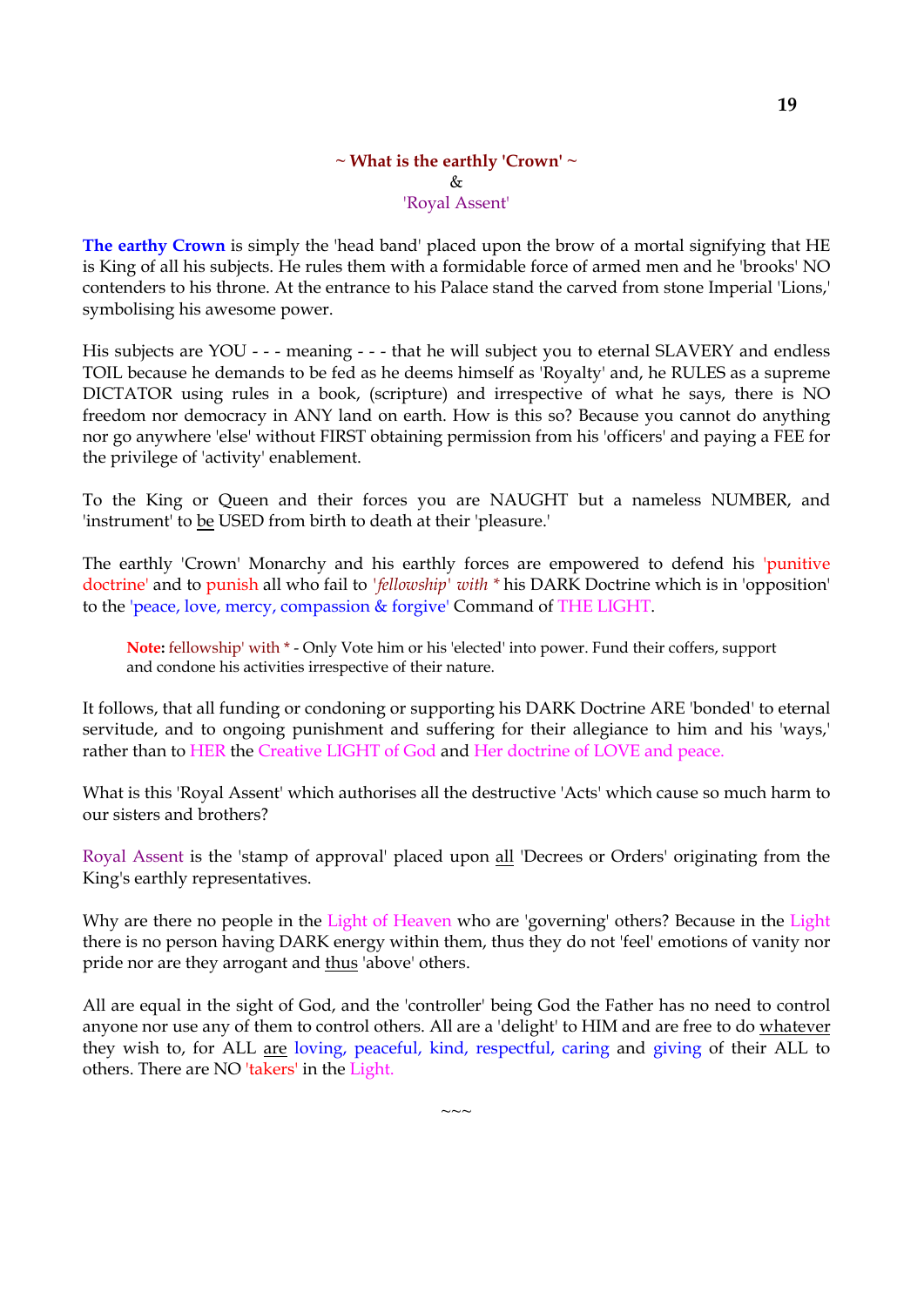## ~ What is the earthly 'Crown' ~
&
'Royal Assent'

**The earthy Crown** is simply the 'head band' placed upon the brow of a mortal signifying that HE is King of all his subjects. He rules them with a formidable force of armed men and he 'brooks' NO contenders to his throne. At the entrance to his Palace stand the carved from stone Imperial 'Lions,' symbolising his awesome power.

His subjects are YOU - - - meaning - - - that he will subject you to eternal SLAVERY and endless TOIL because he demands to be fed as he deems himself as 'Royalty' and, he RULES as a supreme DICTATOR using rules in a book, (scripture) and irrespective of what he says, there is NO freedom nor democracy in ANY land on earth. How is this so? Because you cannot do anything nor go anywhere 'else' without FIRST obtaining permission from his 'officers' and paying a FEE for the privilege of 'activity' enablement.

To the King or Queen and their forces you are NAUGHT but a nameless NUMBER, and 'instrument' to <u>be</u> USED from birth to death at their 'pleasure.'

The earthly 'Crown' Monarchy and his earthly forces are empowered to defend his 'punitive doctrine' and to punish all who fail to *'fellowship' with* * his DARK Doctrine which is in 'opposition' to the 'peace, love, mercy, compassion & forgive' Command of THE LIGHT.

> **Note:** fellowship' with * - Only Vote him or his 'elected' into power. Fund their coffers, support and condone his activities irrespective of their nature.

It follows, that all funding or condoning or supporting his DARK Doctrine ARE 'bonded' to eternal servitude, and to ongoing punishment and suffering for their allegiance to him and his 'ways,' rather than to HER the Creative LIGHT of God and Her doctrine of LOVE and peace.

What is this 'Royal Assent' which authorises all the destructive 'Acts' which cause so much harm to our sisters and brothers?

Royal Assent is the 'stamp of approval' placed upon <u>all</u> 'Decrees or Orders' originating from the King's earthly representatives.

Why are there no people in the Light of Heaven who are 'governing' others? Because in the Light there is no person having DARK energy within them, thus they do not 'feel' emotions of vanity nor pride nor are they arrogant and <u>thus</u> 'above' others.

All are equal in the sight of God, and the 'controller' being God the Father has no need to control anyone nor use any of them to control others. All are a 'delight' to HIM and are free to do <u>whatever</u> they wish to, for ALL <u>are</u> loving, peaceful, kind, respectful, caring and giving of their ALL to others. There are NO 'takers' in the Light.

~~~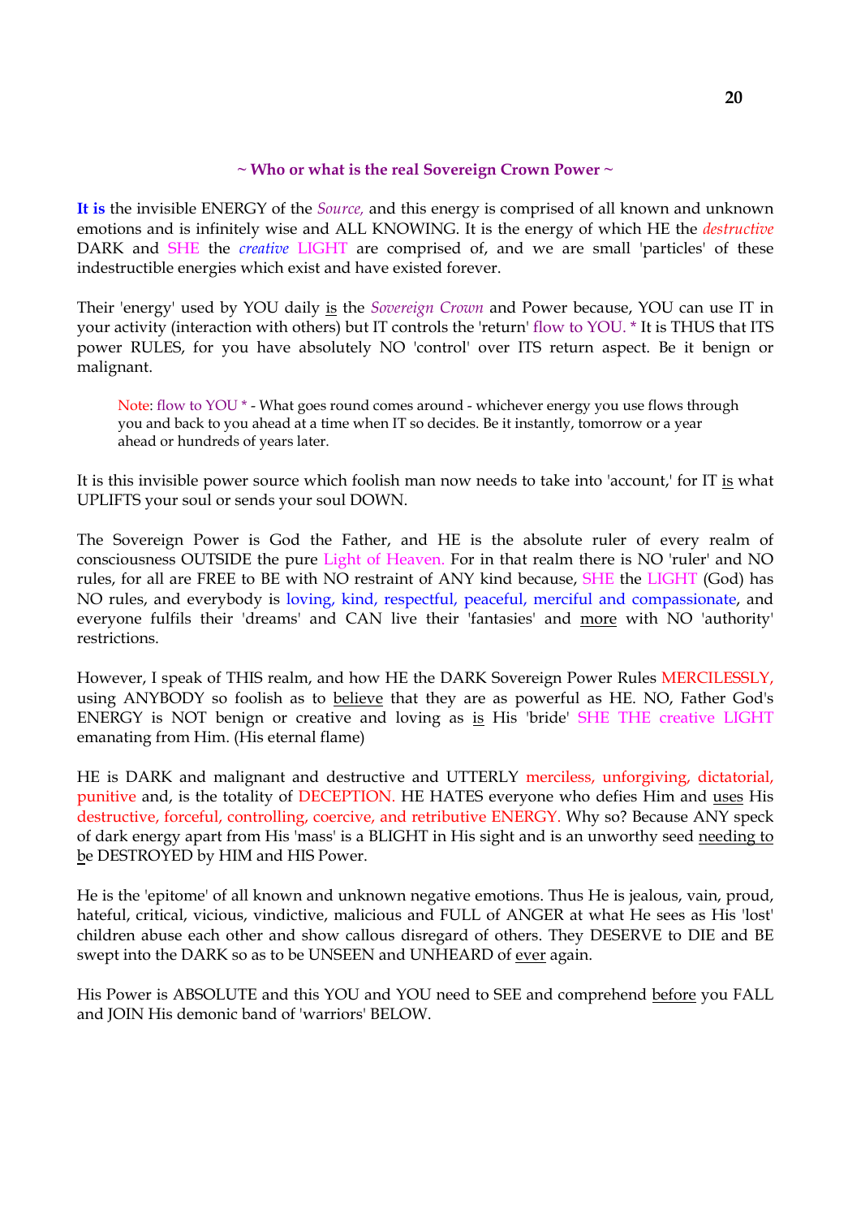**~ Who or what is the real Sovereign Crown Power ~**

**It is** the invisible ENERGY of the *Source,* and this energy is comprised of all known and unknown emotions and is infinitely wise and ALL KNOWING. It is the energy of which HE the *destructive* DARK and SHE the *creative* LIGHT are comprised of, and we are small 'particles' of these indestructible energies which exist and have existed forever.

Their 'energy' used by YOU daily is the *Sovereign Crown* and Power because, YOU can use IT in your activity (interaction with others) but IT controls the 'return' flow to YOU. * It is THUS that ITS power RULES, for you have absolutely NO 'control' over ITS return aspect. Be it benign or malignant.

> Note: flow to YOU * - What goes round comes around - whichever energy you use flows through you and back to you ahead at a time when IT so decides. Be it instantly, tomorrow or a year ahead or hundreds of years later.

It is this invisible power source which foolish man now needs to take into 'account,' for IT is what UPLIFTS your soul or sends your soul DOWN.

The Sovereign Power is God the Father, and HE is the absolute ruler of every realm of consciousness OUTSIDE the pure Light of Heaven. For in that realm there is NO 'ruler' and NO rules, for all are FREE to BE with NO restraint of ANY kind because, SHE the LIGHT (God) has NO rules, and everybody is loving, kind, respectful, peaceful, merciful and compassionate, and everyone fulfils their 'dreams' and CAN live their 'fantasies' and more with NO 'authority' restrictions.

However, I speak of THIS realm, and how HE the DARK Sovereign Power Rules MERCILESSLY, using ANYBODY so foolish as to believe that they are as powerful as HE. NO, Father God's ENERGY is NOT benign or creative and loving as is His 'bride' SHE THE creative LIGHT emanating from Him. (His eternal flame)

HE is DARK and malignant and destructive and UTTERLY merciless, unforgiving, dictatorial, punitive and, is the totality of DECEPTION. HE HATES everyone who defies Him and uses His destructive, forceful, controlling, coercive, and retributive ENERGY. Why so? Because ANY speck of dark energy apart from His 'mass' is a BLIGHT in His sight and is an unworthy seed needing to be DESTROYED by HIM and HIS Power.

He is the 'epitome' of all known and unknown negative emotions. Thus He is jealous, vain, proud, hateful, critical, vicious, vindictive, malicious and FULL of ANGER at what He sees as His 'lost' children abuse each other and show callous disregard of others. They DESERVE to DIE and BE swept into the DARK so as to be UNSEEN and UNHEARD of ever again.

His Power is ABSOLUTE and this YOU and YOU need to SEE and comprehend before you FALL and JOIN His demonic band of 'warriors' BELOW.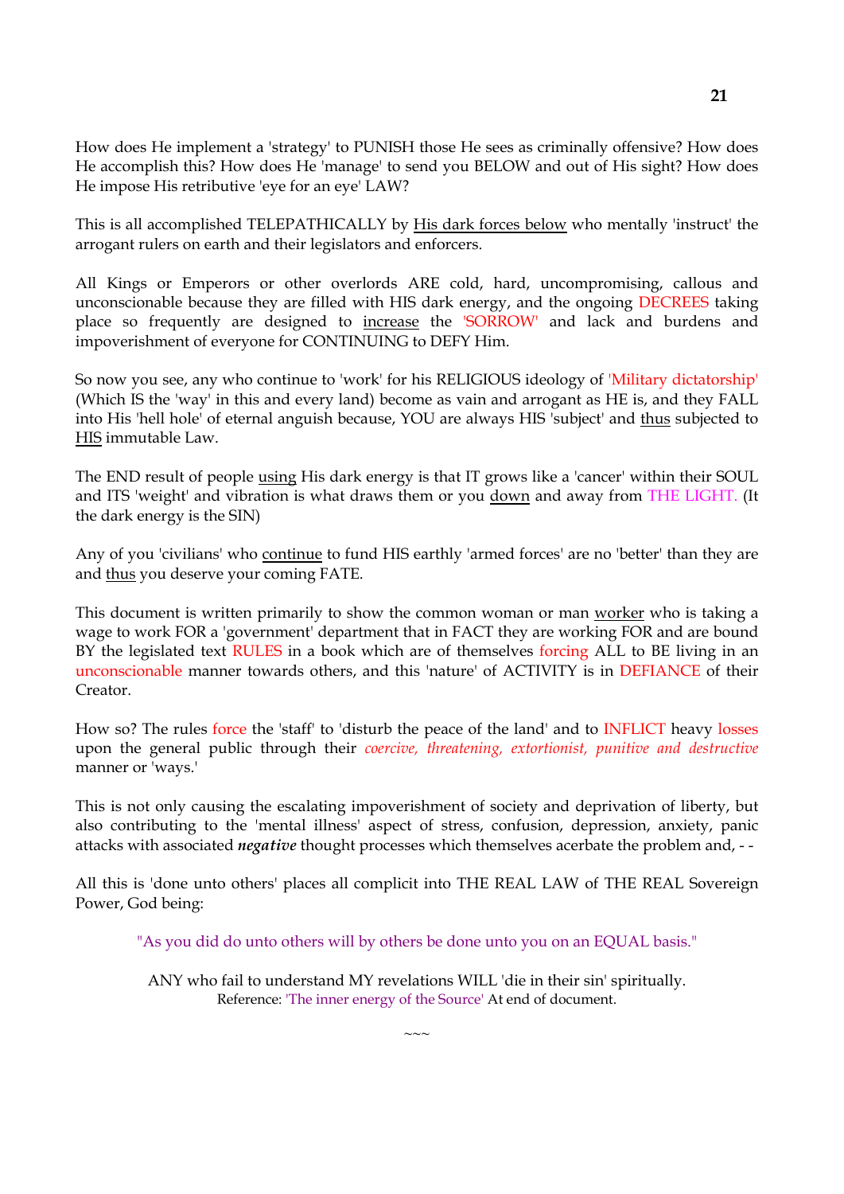How does He implement a 'strategy' to PUNISH those He sees as criminally offensive? How does He accomplish this? How does He 'manage' to send you BELOW and out of His sight? How does He impose His retributive 'eye for an eye' LAW?

This is all accomplished TELEPATHICALLY by <u>His dark forces below</u> who mentally 'instruct' the arrogant rulers on earth and their legislators and enforcers.

All Kings or Emperors or other overlords ARE cold, hard, uncompromising, callous and unconscionable because they are filled with HIS dark energy, and the ongoing DECREES taking place so frequently are designed to <u>increase</u> the 'SORROW' and lack and burdens and impoverishment of everyone for CONTINUING to DEFY Him.

So now you see, any who continue to 'work' for his RELIGIOUS ideology of 'Military dictatorship' (Which IS the 'way' in this and every land) become as vain and arrogant as HE is, and they FALL into His 'hell hole' of eternal anguish because, YOU are always HIS 'subject' and <u>thus</u> subjected to <u>HIS</u> immutable Law.

The END result of people <u>using</u> His dark energy is that IT grows like a 'cancer' within their SOUL and ITS 'weight' and vibration is what draws them or you <u>down</u> and away from THE LIGHT. (It the dark energy is the SIN)

Any of you 'civilians' who <u>continue</u> to fund HIS earthly 'armed forces' are no 'better' than they are and <u>thus</u> you deserve your coming FATE.

This document is written primarily to show the common woman or man <u>worker</u> who is taking a wage to work FOR a 'government' department that in FACT they are working FOR and are bound BY the legislated text RULES in a book which are of themselves forcing ALL to BE living in an unconscionable manner towards others, and this 'nature' of ACTIVITY is in DEFIANCE of their Creator.

How so? The rules force the 'staff' to 'disturb the peace of the land' and to INFLICT heavy losses upon the general public through their *coercive, threatening, extortionist, punitive and destructive* manner or 'ways.'

This is not only causing the escalating impoverishment of society and deprivation of liberty, but also contributing to the 'mental illness' aspect of stress, confusion, depression, anxiety, panic attacks with associated ***negative*** thought processes which themselves acerbate the problem and, - -

All this is 'done unto others' places all complicit into THE REAL LAW of THE REAL Sovereign Power, God being:

"As you did do unto others will by others be done unto you on an EQUAL basis."

ANY who fail to understand MY revelations WILL 'die in their sin' spiritually.
Reference: 'The inner energy of the Source' At end of document.

~~~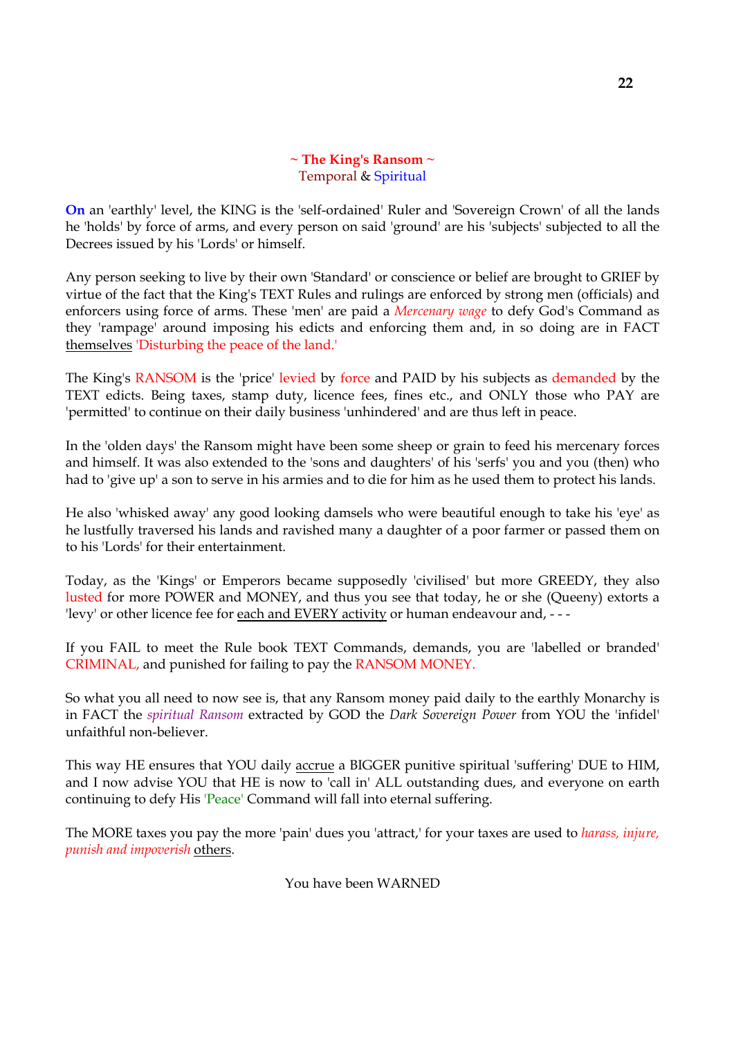## ~ The King's Ransom ~

Temporal & Spiritual

**On** an 'earthly' level, the KING is the 'self-ordained' Ruler and 'Sovereign Crown' of all the lands he 'holds' by force of arms, and every person on said 'ground' are his 'subjects' subjected to all the Decrees issued by his 'Lords' or himself.

Any person seeking to live by their own 'Standard' or conscience or belief are brought to GRIEF by virtue of the fact that the King's TEXT Rules and rulings are enforced by strong men (officials) and enforcers using force of arms. These 'men' are paid a *Mercenary wage* to defy God's Command as they 'rampage' around imposing his edicts and enforcing them and, in so doing are in FACT themselves 'Disturbing the peace of the land.'

The King's RANSOM is the 'price' levied by force and PAID by his subjects as demanded by the TEXT edicts. Being taxes, stamp duty, licence fees, fines etc., and ONLY those who PAY are 'permitted' to continue on their daily business 'unhindered' and are thus left in peace.

In the 'olden days' the Ransom might have been some sheep or grain to feed his mercenary forces and himself. It was also extended to the 'sons and daughters' of his 'serfs' you and you (then) who had to 'give up' a son to serve in his armies and to die for him as he used them to protect his lands.

He also 'whisked away' any good looking damsels who were beautiful enough to take his 'eye' as he lustfully traversed his lands and ravished many a daughter of a poor farmer or passed them on to his 'Lords' for their entertainment.

Today, as the 'Kings' or Emperors became supposedly 'civilised' but more GREEDY, they also lusted for more POWER and MONEY, and thus you see that today, he or she (Queeny) extorts a 'levy' or other licence fee for each and EVERY activity or human endeavour and, - - -

If you FAIL to meet the Rule book TEXT Commands, demands, you are 'labelled or branded' CRIMINAL, and punished for failing to pay the RANSOM MONEY.

So what you all need to now see is, that any Ransom money paid daily to the earthly Monarchy is in FACT the *spiritual Ransom* extracted by GOD the *Dark Sovereign Power* from YOU the 'infidel' unfaithful non-believer.

This way HE ensures that YOU daily accrue a BIGGER punitive spiritual 'suffering' DUE to HIM, and I now advise YOU that HE is now to 'call in' ALL outstanding dues, and everyone on earth continuing to defy His 'Peace' Command will fall into eternal suffering.

The MORE taxes you pay the more 'pain' dues you 'attract,' for your taxes are used to *harass, injure, punish and impoverish* others.

You have been WARNED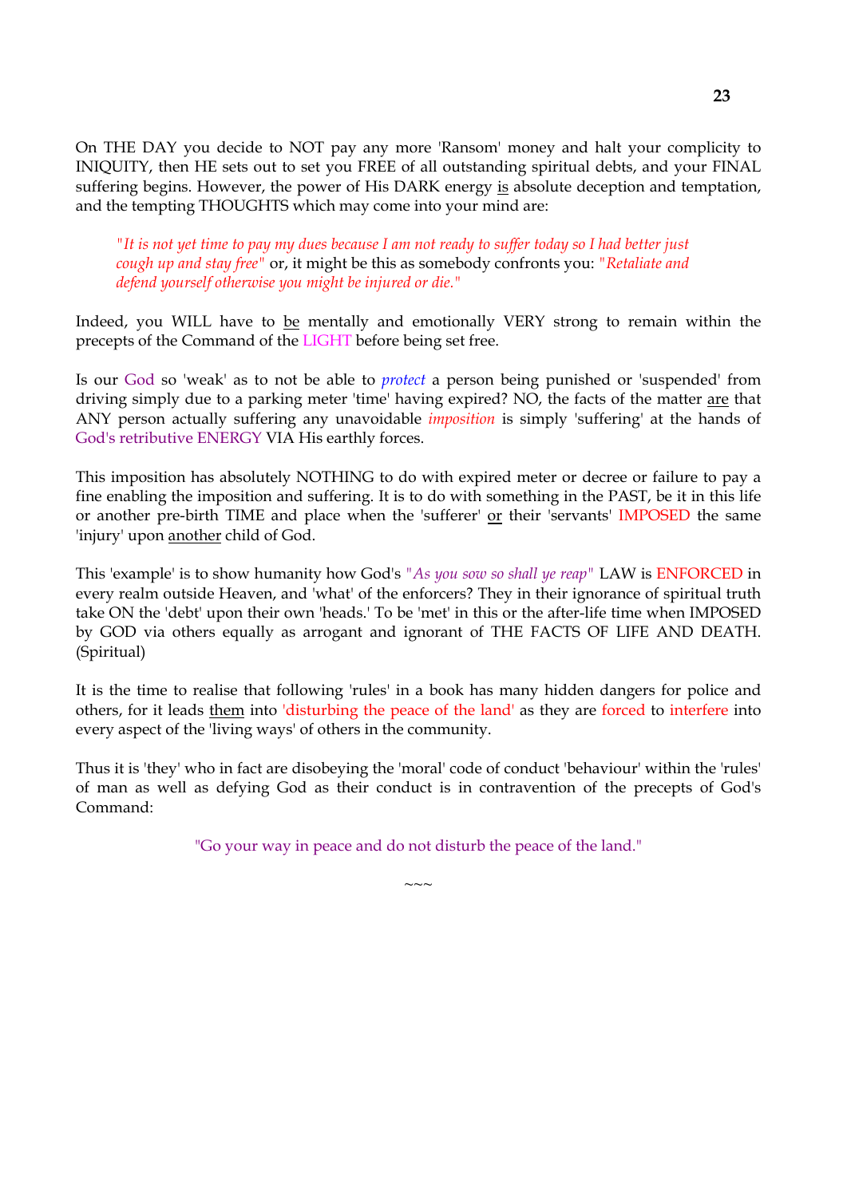On THE DAY you decide to NOT pay any more 'Ransom' money and halt your complicity to INIQUITY, then HE sets out to set you FREE of all outstanding spiritual debts, and your FINAL suffering begins. However, the power of His DARK energy is absolute deception and temptation, and the tempting THOUGHTS which may come into your mind are:

> *"It is not yet time to pay my dues because I am not ready to suffer today so I had better just cough up and stay free"* or, it might be this as somebody confronts you: *"Retaliate and defend yourself otherwise you might be injured or die."*

Indeed, you WILL have to be mentally and emotionally VERY strong to remain within the precepts of the Command of the LIGHT before being set free.

Is our God so 'weak' as to not be able to *protect* a person being punished or 'suspended' from driving simply due to a parking meter 'time' having expired? NO, the facts of the matter are that ANY person actually suffering any unavoidable *imposition* is simply 'suffering' at the hands of God's retributive ENERGY VIA His earthly forces.

This imposition has absolutely NOTHING to do with expired meter or decree or failure to pay a fine enabling the imposition and suffering. It is to do with something in the PAST, be it in this life or another pre-birth TIME and place when the 'sufferer' or their 'servants' IMPOSED the same 'injury' upon another child of God.

This 'example' is to show humanity how God's *"As you sow so shall ye reap"* LAW is ENFORCED in every realm outside Heaven, and 'what' of the enforcers? They in their ignorance of spiritual truth take ON the 'debt' upon their own 'heads.' To be 'met' in this or the after-life time when IMPOSED by GOD via others equally as arrogant and ignorant of THE FACTS OF LIFE AND DEATH. (Spiritual)

It is the time to realise that following 'rules' in a book has many hidden dangers for police and others, for it leads them into 'disturbing the peace of the land' as they are forced to interfere into every aspect of the 'living ways' of others in the community.

Thus it is 'they' who in fact are disobeying the 'moral' code of conduct 'behaviour' within the 'rules' of man as well as defying God as their conduct is in contravention of the precepts of God's Command:

"Go your way in peace and do not disturb the peace of the land."

~~~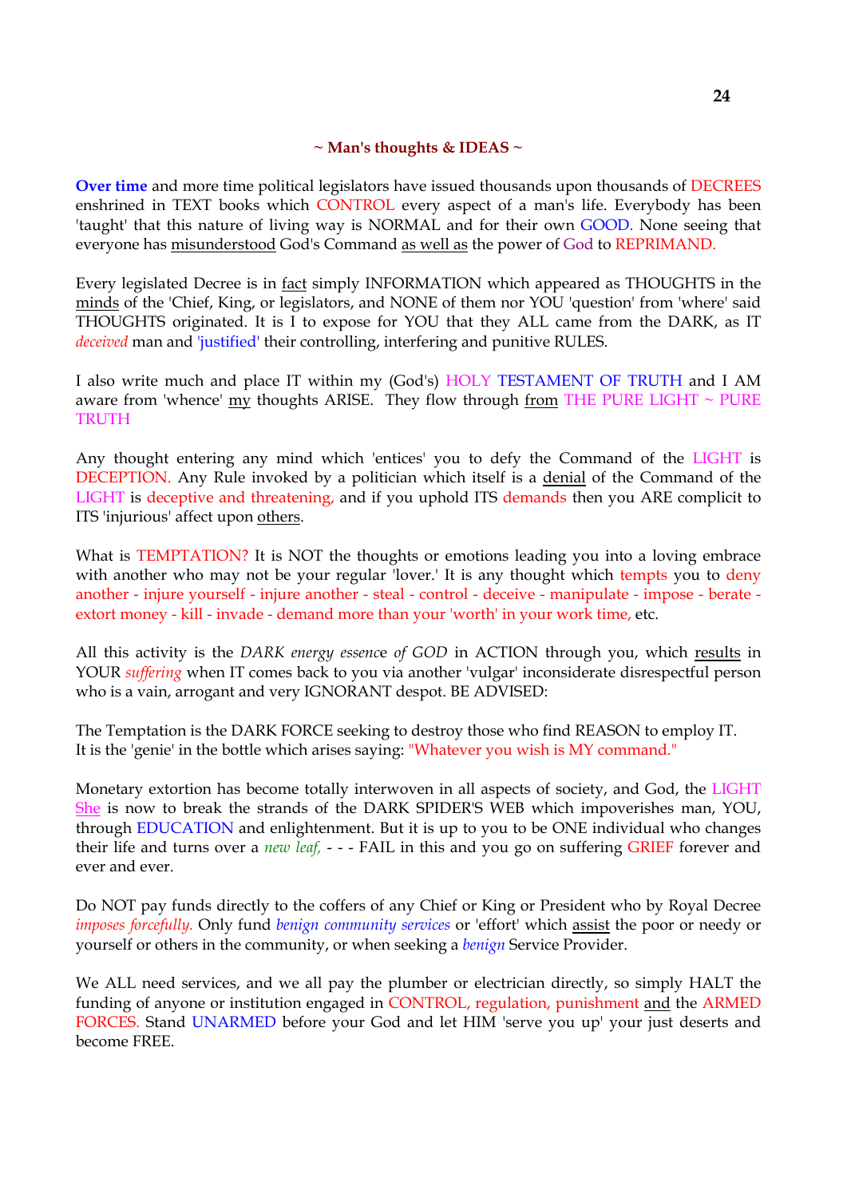## ~ Man's thoughts & IDEAS ~

**Over time** and more time political legislators have issued thousands upon thousands of DECREES enshrined in TEXT books which CONTROL every aspect of a man's life. Everybody has been 'taught' that this nature of living way is NORMAL and for their own GOOD. None seeing that everyone has misunderstood God's Command as well as the power of God to REPRIMAND.

Every legislated Decree is in fact simply INFORMATION which appeared as THOUGHTS in the minds of the 'Chief, King, or legislators, and NONE of them nor YOU 'question' from 'where' said THOUGHTS originated. It is I to expose for YOU that they ALL came from the DARK, as IT *deceived* man and 'justified' their controlling, interfering and punitive RULES.

I also write much and place IT within my (God's) HOLY TESTAMENT OF TRUTH and I AM aware from 'whence' my thoughts ARISE. They flow through from THE PURE LIGHT ~ PURE TRUTH

Any thought entering any mind which 'entices' you to defy the Command of the LIGHT is DECEPTION. Any Rule invoked by a politician which itself is a denial of the Command of the LIGHT is deceptive and threatening, and if you uphold ITS demands then you ARE complicit to ITS 'injurious' affect upon others.

What is TEMPTATION? It is NOT the thoughts or emotions leading you into a loving embrace with another who may not be your regular 'lover.' It is any thought which tempts you to deny another - injure yourself - injure another - steal - control - deceive - manipulate - impose - berate - extort money - kill - invade - demand more than your 'worth' in your work time, etc.

All this activity is the *DARK energy essence of GOD* in ACTION through you, which results in YOUR *suffering* when IT comes back to you via another 'vulgar' inconsiderate disrespectful person who is a vain, arrogant and very IGNORANT despot. BE ADVISED:

The Temptation is the DARK FORCE seeking to destroy those who find REASON to employ IT.
It is the 'genie' in the bottle which arises saying: "Whatever you wish is MY command."

Monetary extortion has become totally interwoven in all aspects of society, and God, the LIGHT She is now to break the strands of the DARK SPIDER'S WEB which impoverishes man, YOU, through EDUCATION and enlightenment. But it is up to you to be ONE individual who changes their life and turns over a *new leaf,* - - - FAIL in this and you go on suffering GRIEF forever and ever and ever.

Do NOT pay funds directly to the coffers of any Chief or King or President who by Royal Decree *imposes forcefully.* Only fund *benign community services* or 'effort' which assist the poor or needy or yourself or others in the community, or when seeking a *benign* Service Provider.

We ALL need services, and we all pay the plumber or electrician directly, so simply HALT the funding of anyone or institution engaged in CONTROL, regulation, punishment and the ARMED FORCES. Stand UNARMED before your God and let HIM 'serve you up' your just deserts and become FREE.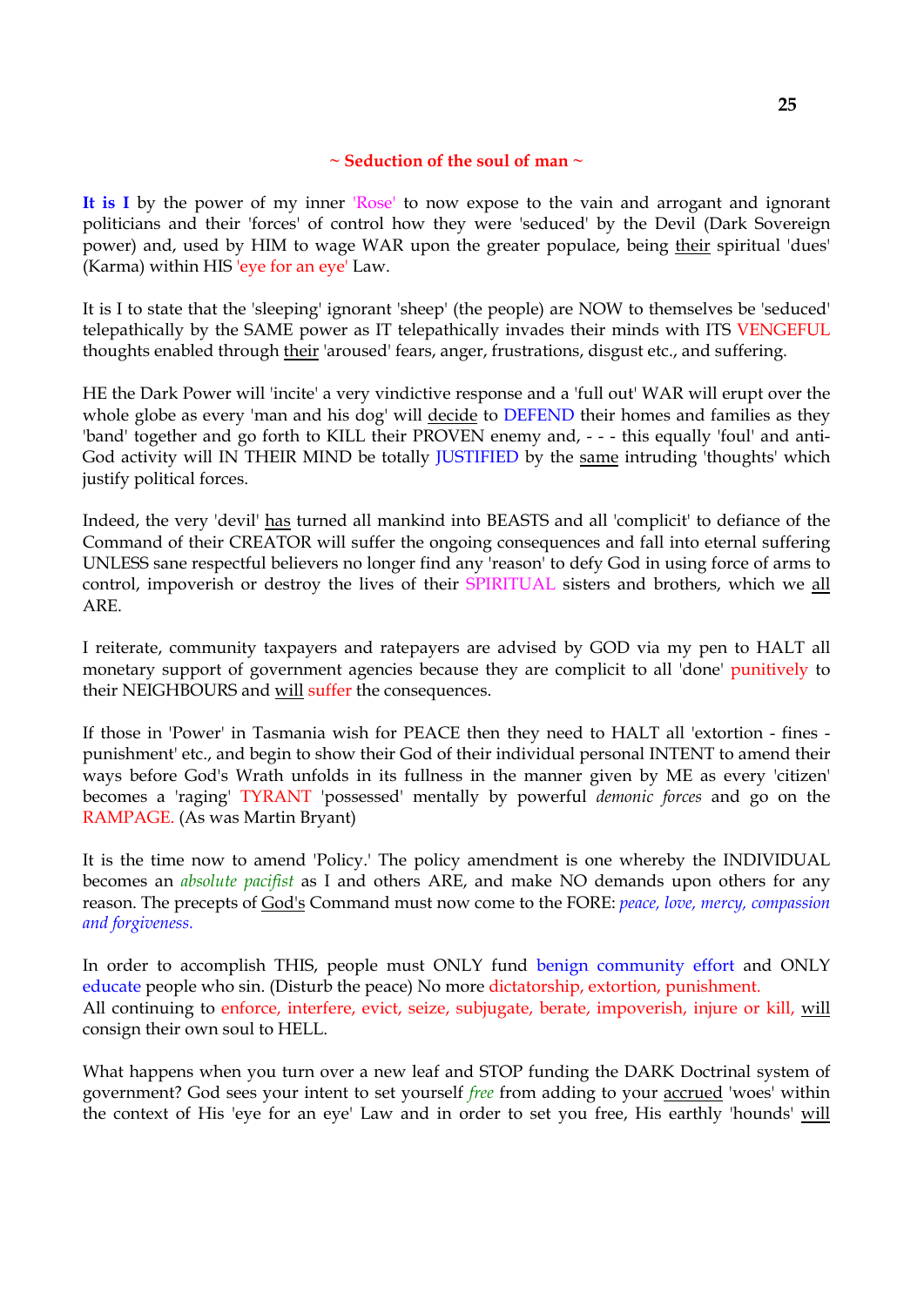**~ Seduction of the soul of man ~**

**It is I** by the power of my inner 'Rose' to now expose to the vain and arrogant and ignorant politicians and their 'forces' of control how they were 'seduced' by the Devil (Dark Sovereign power) and, used by HIM to wage WAR upon the greater populace, being their spiritual 'dues' (Karma) within HIS 'eye for an eye' Law.

It is I to state that the 'sleeping' ignorant 'sheep' (the people) are NOW to themselves be 'seduced' telepathically by the SAME power as IT telepathically invades their minds with ITS VENGEFUL thoughts enabled through their 'aroused' fears, anger, frustrations, disgust etc., and suffering.

HE the Dark Power will 'incite' a very vindictive response and a 'full out' WAR will erupt over the whole globe as every 'man and his dog' will decide to DEFEND their homes and families as they 'band' together and go forth to KILL their PROVEN enemy and, - - - this equally 'foul' and anti-God activity will IN THEIR MIND be totally JUSTIFIED by the same intruding 'thoughts' which justify political forces.

Indeed, the very 'devil' has turned all mankind into BEASTS and all 'complicit' to defiance of the Command of their CREATOR will suffer the ongoing consequences and fall into eternal suffering UNLESS sane respectful believers no longer find any 'reason' to defy God in using force of arms to control, impoverish or destroy the lives of their SPIRITUAL sisters and brothers, which we all ARE.

I reiterate, community taxpayers and ratepayers are advised by GOD via my pen to HALT all monetary support of government agencies because they are complicit to all 'done' punitively to their NEIGHBOURS and will suffer the consequences.

If those in 'Power' in Tasmania wish for PEACE then they need to HALT all 'extortion - fines - punishment' etc., and begin to show their God of their individual personal INTENT to amend their ways before God's Wrath unfolds in its fullness in the manner given by ME as every 'citizen' becomes a 'raging' TYRANT 'possessed' mentally by powerful *demonic forces* and go on the RAMPAGE. (As was Martin Bryant)

It is the time now to amend 'Policy.' The policy amendment is one whereby the INDIVIDUAL becomes an *absolute pacifist* as I and others ARE, and make NO demands upon others for any reason. The precepts of God's Command must now come to the FORE: *peace, love, mercy, compassion and forgiveness.*

In order to accomplish THIS, people must ONLY fund benign community effort and ONLY educate people who sin. (Disturb the peace) No more dictatorship, extortion, punishment.
All continuing to enforce, interfere, evict, seize, subjugate, berate, impoverish, injure or kill, will consign their own soul to HELL.

What happens when you turn over a new leaf and STOP funding the DARK Doctrinal system of government? God sees your intent to set yourself *free* from adding to your accrued 'woes' within the context of His 'eye for an eye' Law and in order to set you free, His earthly 'hounds' will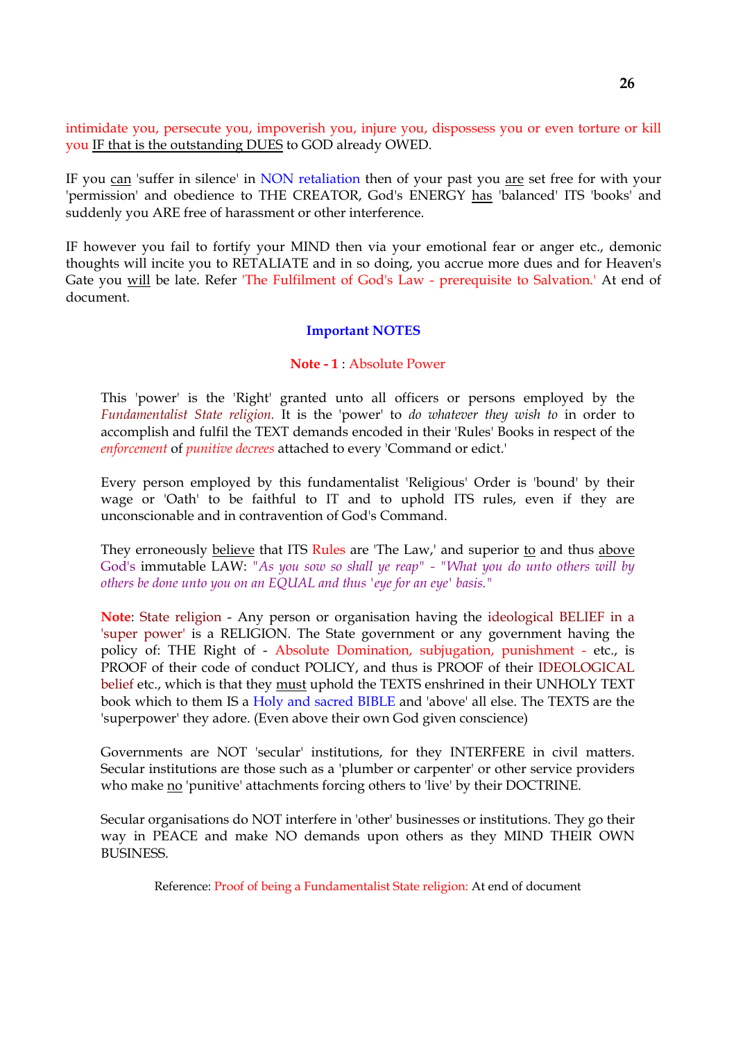intimidate you, persecute you, impoverish you, injure you, dispossess you or even torture or kill you IF that is the outstanding DUES to GOD already OWED.

IF you can 'suffer in silence' in NON retaliation then of your past you are set free for with your 'permission' and obedience to THE CREATOR, God's ENERGY has 'balanced' ITS 'books' and suddenly you ARE free of harassment or other interference.

IF however you fail to fortify your MIND then via your emotional fear or anger etc., demonic thoughts will incite you to RETALIATE and in so doing, you accrue more dues and for Heaven's Gate you will be late. Refer 'The Fulfilment of God's Law - prerequisite to Salvation.' At end of document.

## Important NOTES

### Note - 1 : Absolute Power

This 'power' is the 'Right' granted unto all officers or persons employed by the *Fundamentalist State religion.* It is the 'power' to *do whatever they wish to* in order to accomplish and fulfil the TEXT demands encoded in their 'Rules' Books in respect of the *enforcement* of *punitive decrees* attached to every 'Command or edict.'

Every person employed by this fundamentalist 'Religious' Order is 'bound' by their wage or 'Oath' to be faithful to IT and to uphold ITS rules, even if they are unconscionable and in contravention of God's Command.

They erroneously believe that ITS Rules are 'The Law,' and superior to and thus above God's immutable LAW: *"As you sow so shall ye reap" - "What you do unto others will by others be done unto you on an EQUAL and thus 'eye for an eye' basis."*

**Note**: State religion - Any person or organisation having the ideological BELIEF in a 'super power' is a RELIGION. The State government or any government having the policy of: THE Right of - Absolute Domination, subjugation, punishment - etc., is PROOF of their code of conduct POLICY, and thus is PROOF of their IDEOLOGICAL belief etc., which is that they must uphold the TEXTS enshrined in their UNHOLY TEXT book which to them IS a Holy and sacred BIBLE and 'above' all else. The TEXTS are the 'superpower' they adore. (Even above their own God given conscience)

Governments are NOT 'secular' institutions, for they INTERFERE in civil matters. Secular institutions are those such as a 'plumber or carpenter' or other service providers who make no 'punitive' attachments forcing others to 'live' by their DOCTRINE.

Secular organisations do NOT interfere in 'other' businesses or institutions. They go their way in PEACE and make NO demands upon others as they MIND THEIR OWN BUSINESS.

Reference: Proof of being a Fundamentalist State religion: At end of document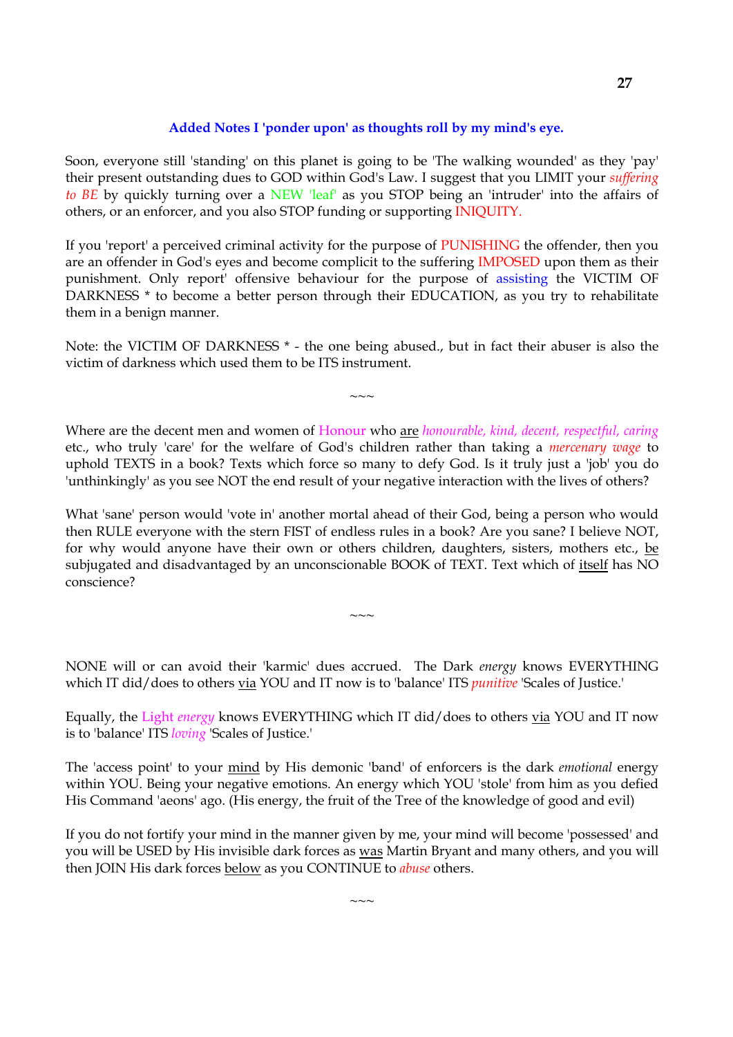**Added Notes I 'ponder upon' as thoughts roll by my mind's eye.**

Soon, everyone still 'standing' on this planet is going to be 'The walking wounded' as they 'pay' their present outstanding dues to GOD within God's Law. I suggest that you LIMIT your *suffering to BE* by quickly turning over a NEW 'leaf' as you STOP being an 'intruder' into the affairs of others, or an enforcer, and you also STOP funding or supporting INIQUITY.

If you 'report' a perceived criminal activity for the purpose of PUNISHING the offender, then you are an offender in God's eyes and become complicit to the suffering IMPOSED upon them as their punishment. Only report' offensive behaviour for the purpose of assisting the VICTIM OF DARKNESS * to become a better person through their EDUCATION, as you try to rehabilitate them in a benign manner.

Note: the VICTIM OF DARKNESS * - the one being abused., but in fact their abuser is also the victim of darkness which used them to be ITS instrument.

~~~

Where are the decent men and women of Honour who are *honourable, kind, decent, respectful, caring* etc., who truly 'care' for the welfare of God's children rather than taking a *mercenary wage* to uphold TEXTS in a book? Texts which force so many to defy God. Is it truly just a 'job' you do 'unthinkingly' as you see NOT the end result of your negative interaction with the lives of others?

What 'sane' person would 'vote in' another mortal ahead of their God, being a person who would then RULE everyone with the stern FIST of endless rules in a book? Are you sane? I believe NOT, for why would anyone have their own or others children, daughters, sisters, mothers etc., be subjugated and disadvantaged by an unconscionable BOOK of TEXT. Text which of itself has NO conscience?

~~~

NONE will or can avoid their 'karmic' dues accrued. The Dark *energy* knows EVERYTHING which IT did/does to others via YOU and IT now is to 'balance' ITS *punitive* 'Scales of Justice.'

Equally, the Light *energy* knows EVERYTHING which IT did/does to others via YOU and IT now is to 'balance' ITS *loving* 'Scales of Justice.'

The 'access point' to your mind by His demonic 'band' of enforcers is the dark *emotional* energy within YOU. Being your negative emotions. An energy which YOU 'stole' from him as you defied His Command 'aeons' ago. (His energy, the fruit of the Tree of the knowledge of good and evil)

If you do not fortify your mind in the manner given by me, your mind will become 'possessed' and you will be USED by His invisible dark forces as was Martin Bryant and many others, and you will then JOIN His dark forces below as you CONTINUE to *abuse* others.

~~~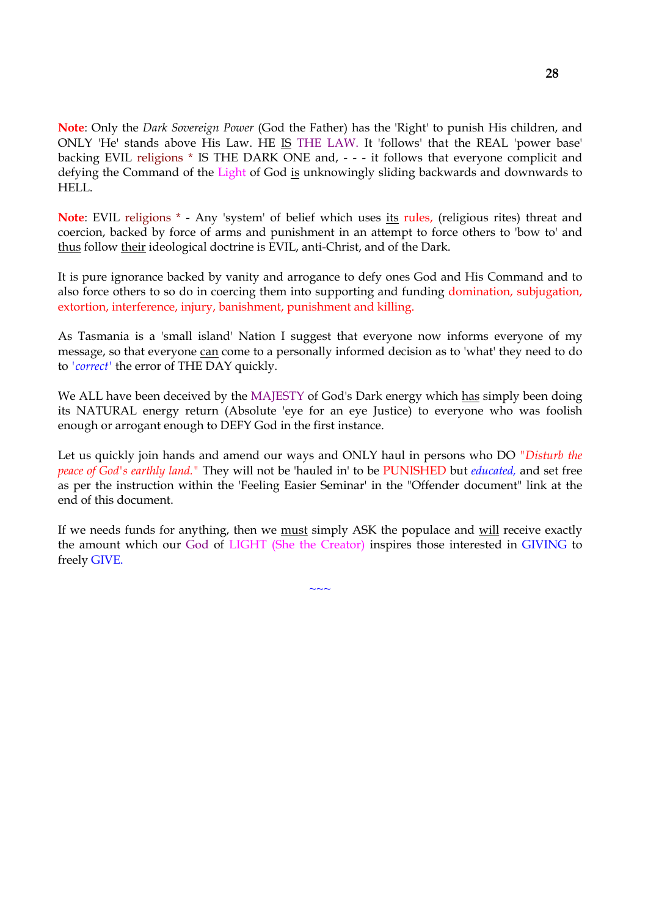**Note**: Only the *Dark Sovereign Power* (God the Father) has the 'Right' to punish His children, and ONLY 'He' stands above His Law. HE IS THE LAW. It 'follows' that the REAL 'power base' backing EVIL religions * IS THE DARK ONE and, - - - it follows that everyone complicit and defying the Command of the Light of God is unknowingly sliding backwards and downwards to HELL.

**Note**: EVIL religions * - Any 'system' of belief which uses its rules, (religious rites) threat and coercion, backed by force of arms and punishment in an attempt to force others to 'bow to' and thus follow their ideological doctrine is EVIL, anti-Christ, and of the Dark.

It is pure ignorance backed by vanity and arrogance to defy ones God and His Command and to also force others to so do in coercing them into supporting and funding domination, subjugation, extortion, interference, injury, banishment, punishment and killing.

As Tasmania is a 'small island' Nation I suggest that everyone now informs everyone of my message, so that everyone can come to a personally informed decision as to 'what' they need to do to '*correct*' the error of THE DAY quickly.

We ALL have been deceived by the MAJESTY of God's Dark energy which has simply been doing its NATURAL energy return (Absolute 'eye for an eye Justice) to everyone who was foolish enough or arrogant enough to DEFY God in the first instance.

Let us quickly join hands and amend our ways and ONLY haul in persons who DO "*Disturb the peace of God's earthly land.*" They will not be 'hauled in' to be PUNISHED but *educated,* and set free as per the instruction within the 'Feeling Easier Seminar' in the "Offender document" link at the end of this document.

If we needs funds for anything, then we must simply ASK the populace and will receive exactly the amount which our God of LIGHT (She the Creator) inspires those interested in GIVING to freely GIVE.

~~~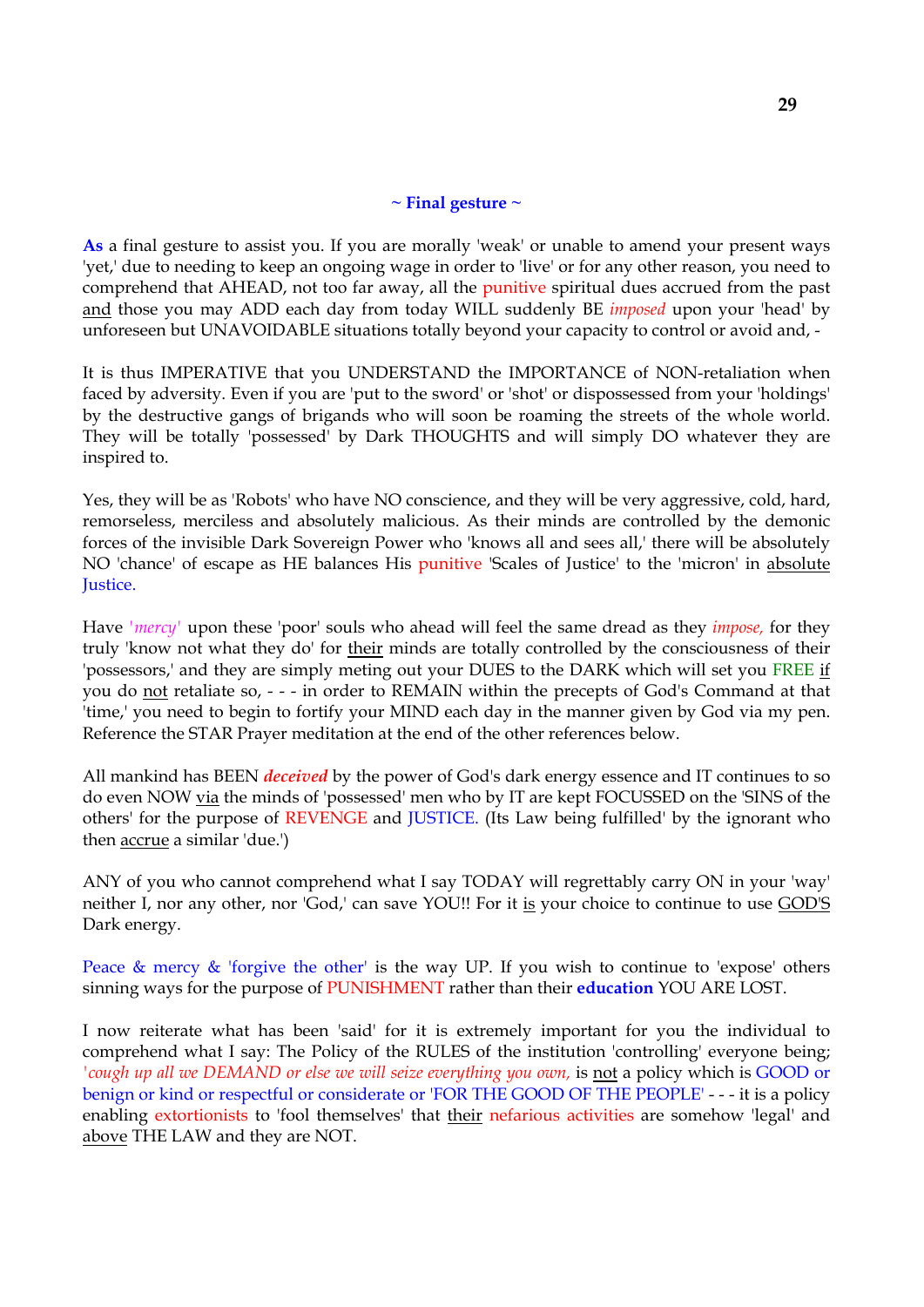## ~ Final gesture ~

**As** a final gesture to assist you. If you are morally 'weak' or unable to amend your present ways 'yet,' due to needing to keep an ongoing wage in order to 'live' or for any other reason, you need to comprehend that AHEAD, not too far away, all the punitive spiritual dues accrued from the past and those you may ADD each day from today WILL suddenly BE *imposed* upon your 'head' by unforeseen but UNAVOIDABLE situations totally beyond your capacity to control or avoid and, -

It is thus IMPERATIVE that you UNDERSTAND the IMPORTANCE of NON-retaliation when faced by adversity. Even if you are 'put to the sword' or 'shot' or dispossessed from your 'holdings' by the destructive gangs of brigands who will soon be roaming the streets of the whole world. They will be totally 'possessed' by Dark THOUGHTS and will simply DO whatever they are inspired to.

Yes, they will be as 'Robots' who have NO conscience, and they will be very aggressive, cold, hard, remorseless, merciless and absolutely malicious. As their minds are controlled by the demonic forces of the invisible Dark Sovereign Power who 'knows all and sees all,' there will be absolutely NO 'chance' of escape as HE balances His punitive 'Scales of Justice' to the 'micron' in absolute Justice.

Have *'mercy'* upon these 'poor' souls who ahead will feel the same dread as they *impose,* for they truly 'know not what they do' for their minds are totally controlled by the consciousness of their 'possessors,' and they are simply meting out your DUES to the DARK which will set you FREE if you do not retaliate so, - - - in order to REMAIN within the precepts of God's Command at that 'time,' you need to begin to fortify your MIND each day in the manner given by God via my pen. Reference the STAR Prayer meditation at the end of the other references below.

All mankind has BEEN ***deceived*** by the power of God's dark energy essence and IT continues to so do even NOW via the minds of 'possessed' men who by IT are kept FOCUSSED on the 'SINS of the others' for the purpose of REVENGE and JUSTICE. (Its Law being fulfilled' by the ignorant who then accrue a similar 'due.')

ANY of you who cannot comprehend what I say TODAY will regrettably carry ON in your 'way' neither I, nor any other, nor 'God,' can save YOU!! For it is your choice to continue to use GOD'S Dark energy.

Peace & mercy & 'forgive the other' is the way UP. If you wish to continue to 'expose' others sinning ways for the purpose of PUNISHMENT rather than their **education** YOU ARE LOST.

I now reiterate what has been 'said' for it is extremely important for you the individual to comprehend what I say: The Policy of the RULES of the institution 'controlling' everyone being; *'cough up all we DEMAND or else we will seize everything you own,* is not a policy which is GOOD or benign or kind or respectful or considerate or 'FOR THE GOOD OF THE PEOPLE' - - - it is a policy enabling extortionists to 'fool themselves' that their nefarious activities are somehow 'legal' and above THE LAW and they are NOT.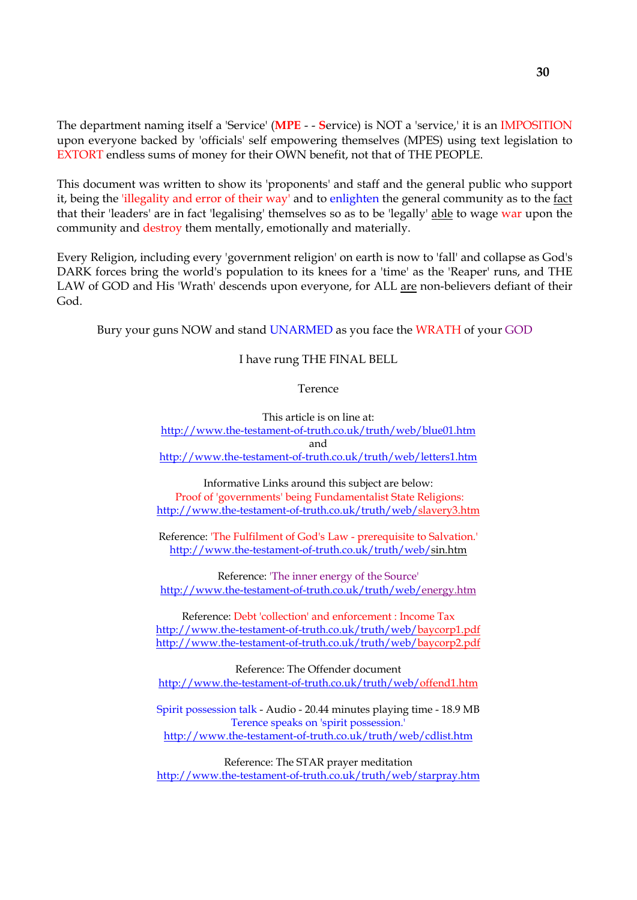The department naming itself a 'Service' (**MPE** - - **S**ervice) is NOT a 'service,' it is an IMPOSITION upon everyone backed by 'officials' self empowering themselves (MPES) using text legislation to EXTORT endless sums of money for their OWN benefit, not that of THE PEOPLE.

This document was written to show its 'proponents' and staff and the general public who support it, being the 'illegality and error of their way' and to enlighten the general community as to the fact that their 'leaders' are in fact 'legalising' themselves so as to be 'legally' able to wage war upon the community and destroy them mentally, emotionally and materially.

Every Religion, including every 'government religion' on earth is now to 'fall' and collapse as God's DARK forces bring the world's population to its knees for a 'time' as the 'Reaper' runs, and THE LAW of GOD and His 'Wrath' descends upon everyone, for ALL are non-believers defiant of their God.

Bury your guns NOW and stand UNARMED as you face the WRATH of your GOD

I have rung THE FINAL BELL

Terence

This article is on line at:
http://www.the-testament-of-truth.co.uk/truth/web/blue01.htm
and
http://www.the-testament-of-truth.co.uk/truth/web/letters1.htm

Informative Links around this subject are below:
Proof of 'governments' being Fundamentalist State Religions:
http://www.the-testament-of-truth.co.uk/truth/web/slavery3.htm

Reference: 'The Fulfilment of God's Law - prerequisite to Salvation.'
http://www.the-testament-of-truth.co.uk/truth/web/sin.htm

Reference: 'The inner energy of the Source'
http://www.the-testament-of-truth.co.uk/truth/web/energy.htm

Reference: Debt 'collection' and enforcement : Income Tax
http://www.the-testament-of-truth.co.uk/truth/web/baycorp1.pdf
http://www.the-testament-of-truth.co.uk/truth/web/baycorp2.pdf

Reference: The Offender document
http://www.the-testament-of-truth.co.uk/truth/web/offend1.htm

Spirit possession talk - Audio - 20.44 minutes playing time - 18.9 MB
Terence speaks on 'spirit possession.'
http://www.the-testament-of-truth.co.uk/truth/web/cdlist.htm

Reference: The STAR prayer meditation
http://www.the-testament-of-truth.co.uk/truth/web/starpray.htm